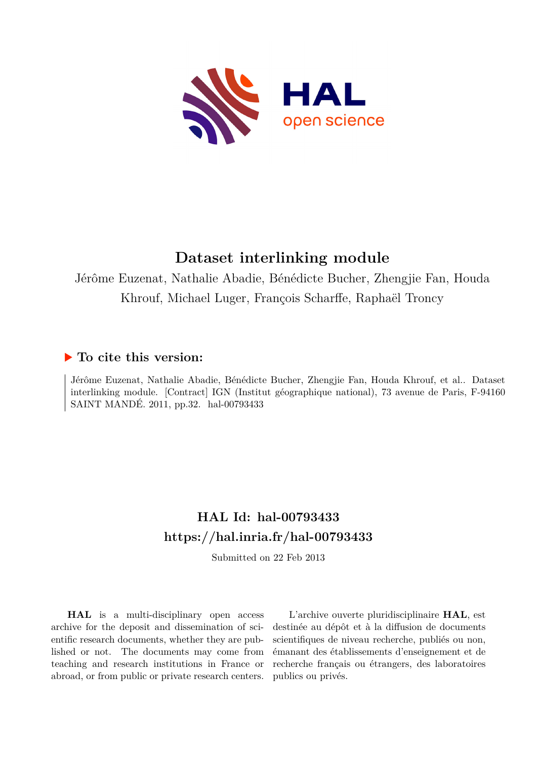# Dataset interlinking module

Jérôme Euzenat, Nathalie Abadie, Bénédicte Bucher, Zhengjie Fan, Houda Khrouf, Michael Luger, François Scharffe, Raphaël Troncy

## ▶ To cite this version:

Jérôme Euzenat, Nathalie Abadie, Bénédicte Bucher, Zhengjie Fan, Houda Khrouf, et al.. Dataset interlinking module. [Contract] IGN (Institut géographique national), 73 avenue de Paris, F-94160 SAINT MANDÉ. 2011, pp.32. hal-00793433

## HAL Id: hal-00793433
## https://hal.inria.fr/hal-00793433

Submitted on 22 Feb 2013

**HAL** is a multi-disciplinary open access archive for the deposit and dissemination of scientific research documents, whether they are published or not. The documents may come from teaching and research institutions in France or abroad, or from public or private research centers.

L'archive ouverte pluridisciplinaire **HAL**, est destinée au dépôt et à la diffusion de documents scientifiques de niveau recherche, publiés ou non, émanant des établissements d'enseignement et de recherche français ou étrangers, des laboratoires publics ou privés.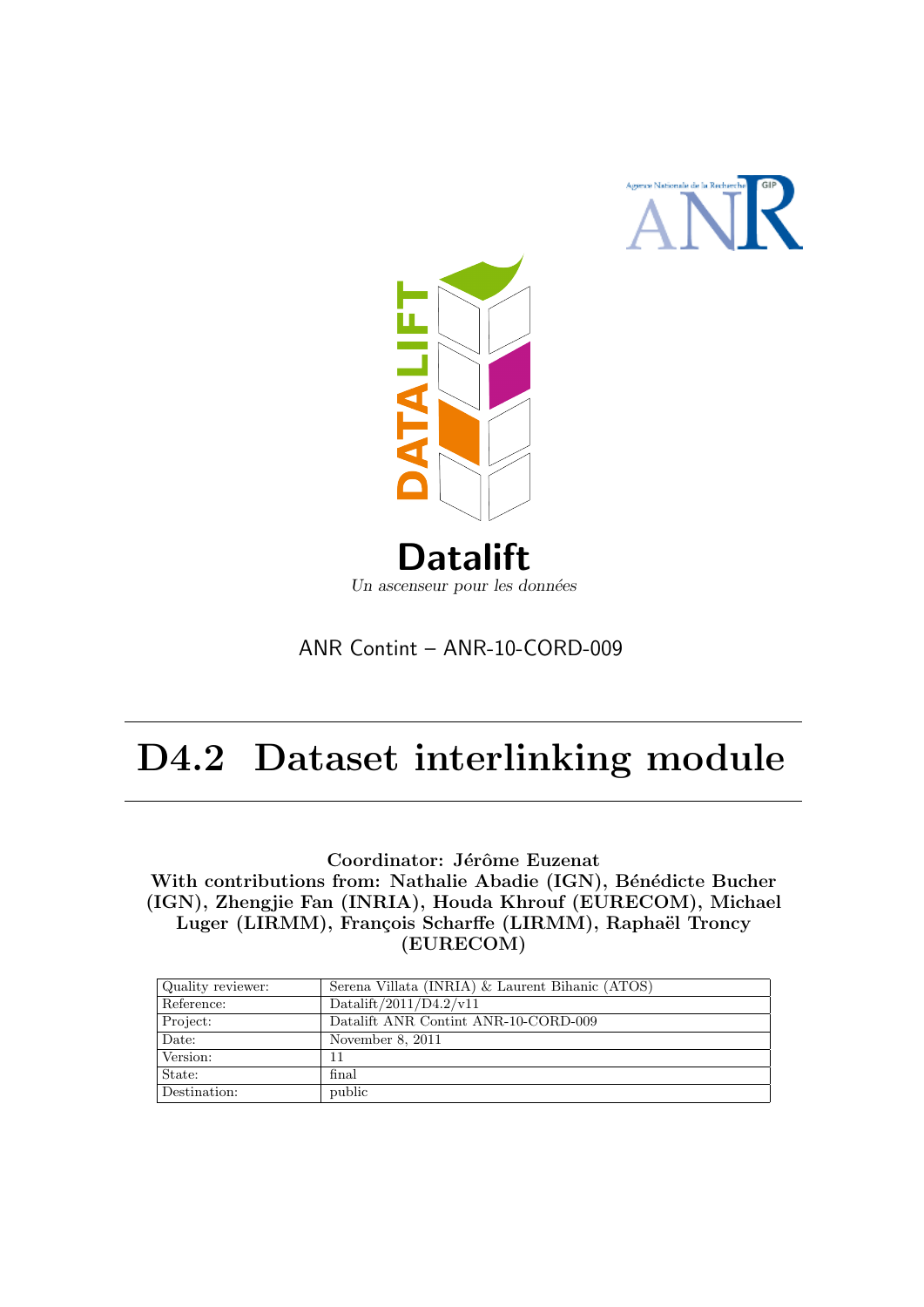Datalift

Un ascenseur pour les données

ANR Contint – ANR-10-CORD-009

# D4.2 Dataset interlinking module

**Coordinator: Jérôme Euzenat**
**With contributions from: Nathalie Abadie (IGN), Bénédicte Bucher (IGN), Zhengjie Fan (INRIA), Houda Khrouf (EURECOM), Michael Luger (LIRMM), François Scharffe (LIRMM), Raphaël Troncy (EURECOM)**

| | |
|---|---|
| Quality reviewer: | Serena Villata (INRIA) & Laurent Bihanic (ATOS) |
| Reference: | Datalift/2011/D4.2/v11 |
| Project: | Datalift ANR Contint ANR-10-CORD-009 |
| Date: | November 8, 2011 |
| Version: | 11 |
| State: | final |
| Destination: | public |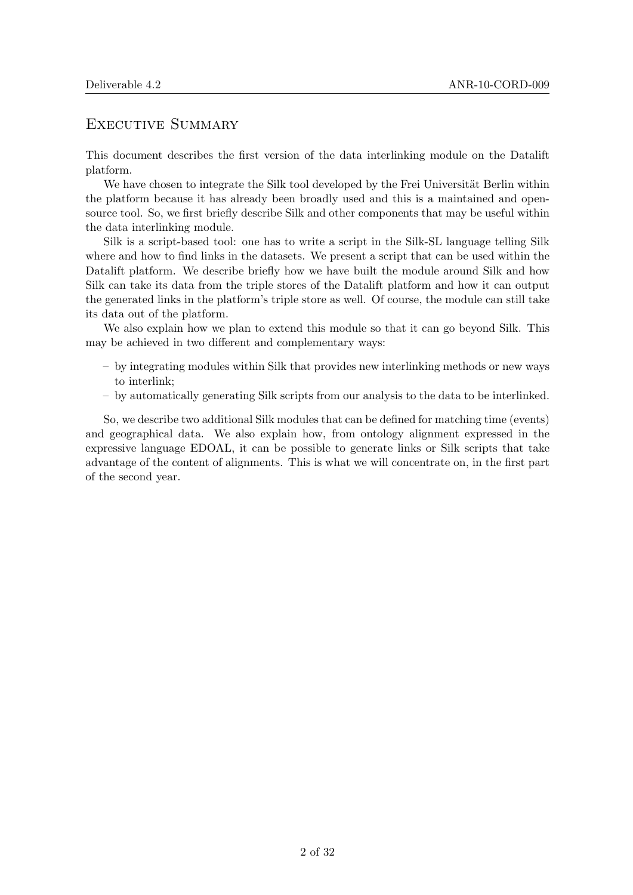# Executive Summary

This document describes the first version of the data interlinking module on the Datalift platform.

We have chosen to integrate the Silk tool developed by the Frei Universität Berlin within the platform because it has already been broadly used and this is a maintained and open-source tool. So, we first briefly describe Silk and other components that may be useful within the data interlinking module.

Silk is a script-based tool: one has to write a script in the Silk-SL language telling Silk where and how to find links in the datasets. We present a script that can be used within the Datalift platform. We describe briefly how we have built the module around Silk and how Silk can take its data from the triple stores of the Datalift platform and how it can output the generated links in the platform's triple store as well. Of course, the module can still take its data out of the platform.

We also explain how we plan to extend this module so that it can go beyond Silk. This may be achieved in two different and complementary ways:

- by integrating modules within Silk that provides new interlinking methods or new ways to interlink;
- by automatically generating Silk scripts from our analysis to the data to be interlinked.

So, we describe two additional Silk modules that can be defined for matching time (events) and geographical data. We also explain how, from ontology alignment expressed in the expressive language EDOAL, it can be possible to generate links or Silk scripts that take advantage of the content of alignments. This is what we will concentrate on, in the first part of the second year.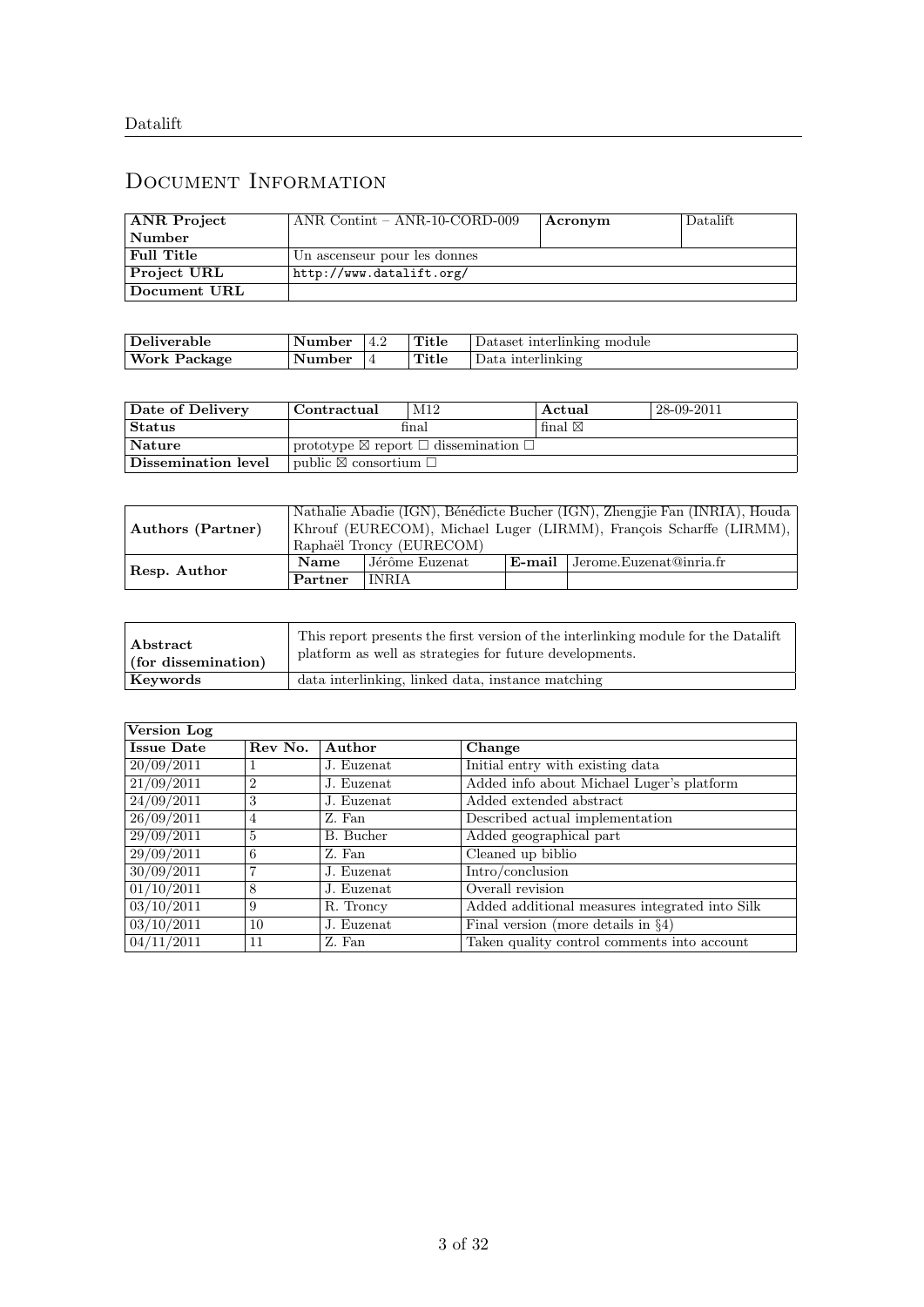# Document Information

| ANR Project Number | ANR Contint – ANR-10-CORD-009 | Acronym | Datalift |
|---|---|---|---|
| Full Title | Un ascenseur pour les donnes | | |
| Project URL | http://www.datalift.org/ | | |
| Document URL | | | |

| Deliverable | Number | 4.2 | Title | Dataset interlinking module |
|---|---|---|---|---|
| Work Package | Number | 4 | Title | Data interlinking |

| Date of Delivery | Contractual | M12 | Actual | 28-09-2011 |
|---|---|---|---|---|
| Status | final | | final ☒ | |
| Nature | prototype ☒ report ☐ dissemination ☐ | | | |
| Dissemination level | public ☒ consortium ☐ | | | |

| Authors (Partner) | Nathalie Abadie (IGN), Bénédicte Bucher (IGN), Zhengjie Fan (INRIA), Houda Khrouf (EURECOM), Michael Luger (LIRMM), François Scharffe (LIRMM), Raphaël Troncy (EURECOM) | | | |
|---|---|---|---|---|
| Resp. Author | Name | Jérôme Euzenat | E-mail | Jerome.Euzenat@inria.fr |
| | Partner | INRIA | | |

| Abstract (for dissemination) | This report presents the first version of the interlinking module for the Datalift platform as well as strategies for future developments. |
|---|---|
| Keywords | data interlinking, linked data, instance matching |

| Version Log | | | |
|---|---|---|---|
| Issue Date | Rev No. | Author | Change |
| 20/09/2011 | 1 | J. Euzenat | Initial entry with existing data |
| 21/09/2011 | 2 | J. Euzenat | Added info about Michael Luger's platform |
| 24/09/2011 | 3 | J. Euzenat | Added extended abstract |
| 26/09/2011 | 4 | Z. Fan | Described actual implementation |
| 29/09/2011 | 5 | B. Bucher | Added geographical part |
| 29/09/2011 | 6 | Z. Fan | Cleaned up biblio |
| 30/09/2011 | 7 | J. Euzenat | Intro/conclusion |
| 01/10/2011 | 8 | J. Euzenat | Overall revision |
| 03/10/2011 | 9 | R. Troncy | Added additional measures integrated into Silk |
| 03/10/2011 | 10 | J. Euzenat | Final version (more details in §4) |
| 04/11/2011 | 11 | Z. Fan | Taken quality control comments into account |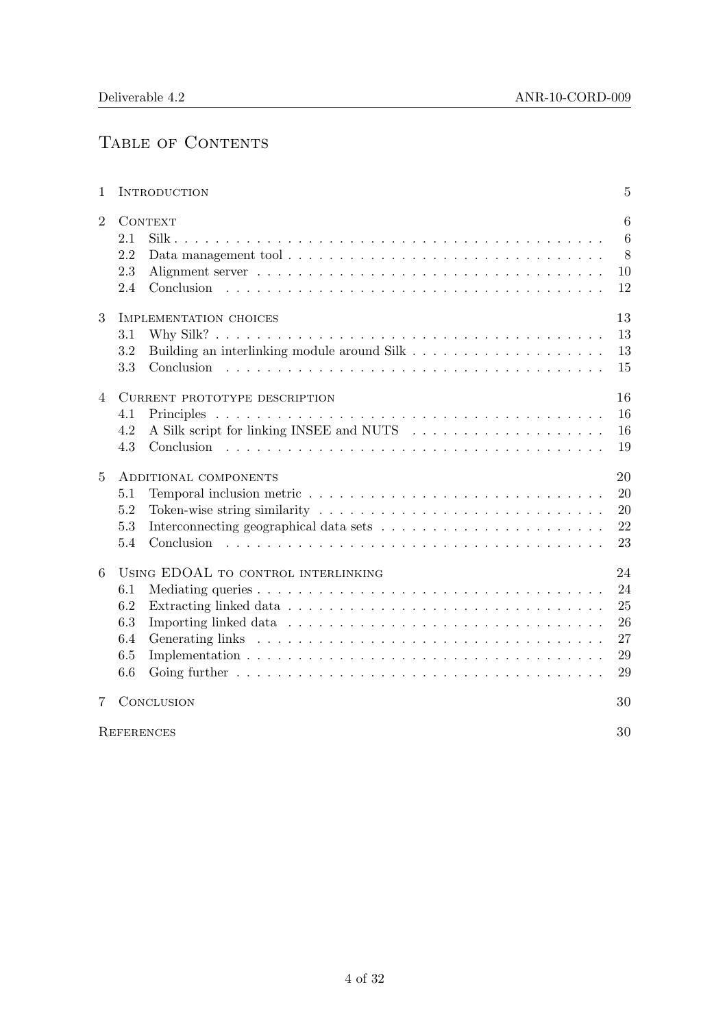# Table of Contents

1 Introduction 5

2 Context 6
- 2.1 Silk 6
- 2.2 Data management tool 8
- 2.3 Alignment server 10
- 2.4 Conclusion 12

3 Implementation choices 13
- 3.1 Why Silk? 13
- 3.2 Building an interlinking module around Silk 13
- 3.3 Conclusion 15

4 Current prototype description 16
- 4.1 Principles 16
- 4.2 A Silk script for linking INSEE and NUTS 16
- 4.3 Conclusion 19

5 Additional components 20
- 5.1 Temporal inclusion metric 20
- 5.2 Token-wise string similarity 20
- 5.3 Interconnecting geographical data sets 22
- 5.4 Conclusion 23

6 Using EDOAL to control interlinking 24
- 6.1 Mediating queries 24
- 6.2 Extracting linked data 25
- 6.3 Importing linked data 26
- 6.4 Generating links 27
- 6.5 Implementation 29
- 6.6 Going further 29

7 Conclusion 30

References 30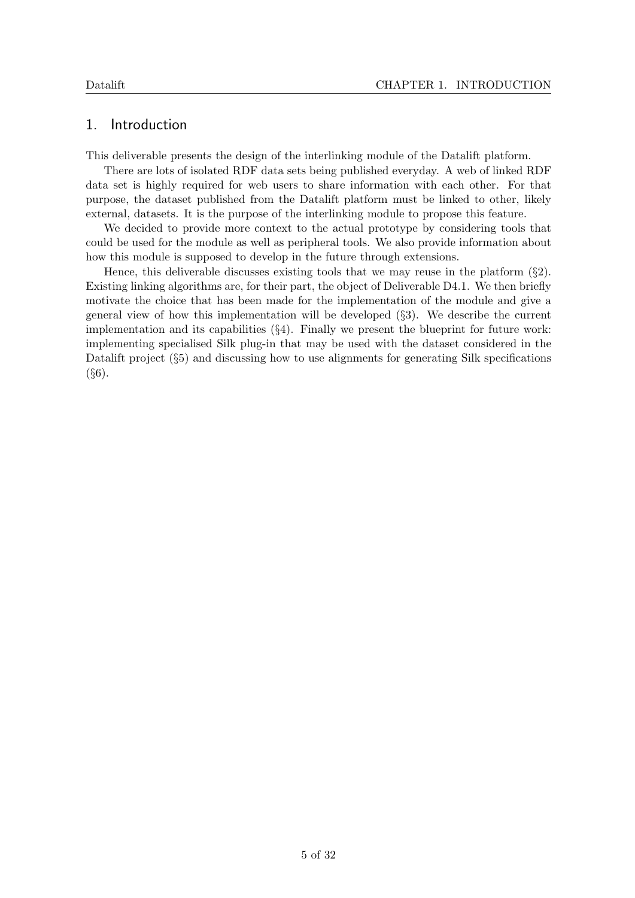# 1. Introduction

This deliverable presents the design of the interlinking module of the Datalift platform.

There are lots of isolated RDF data sets being published everyday. A web of linked RDF data set is highly required for web users to share information with each other. For that purpose, the dataset published from the Datalift platform must be linked to other, likely external, datasets. It is the purpose of the interlinking module to propose this feature.

We decided to provide more context to the actual prototype by considering tools that could be used for the module as well as peripheral tools. We also provide information about how this module is supposed to develop in the future through extensions.

Hence, this deliverable discusses existing tools that we may reuse in the platform (§2). Existing linking algorithms are, for their part, the object of Deliverable D4.1. We then briefly motivate the choice that has been made for the implementation of the module and give a general view of how this implementation will be developed (§3). We describe the current implementation and its capabilities (§4). Finally we present the blueprint for future work: implementing specialised Silk plug-in that may be used with the dataset considered in the Datalift project (§5) and discussing how to use alignments for generating Silk specifications (§6).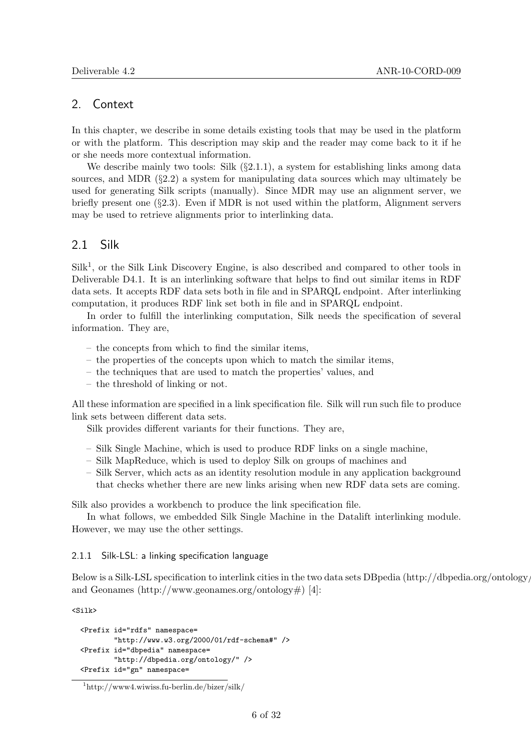## 2. Context

In this chapter, we describe in some details existing tools that may be used in the platform or with the platform. This description may skip and the reader may come back to it if he or she needs more contextual information.

We describe mainly two tools: Silk (§2.1.1), a system for establishing links among data sources, and MDR (§2.2) a system for manipulating data sources which may ultimately be used for generating Silk scripts (manually). Since MDR may use an alignment server, we briefly present one (§2.3). Even if MDR is not used within the platform, Alignment servers may be used to retrieve alignments prior to interlinking data.

### 2.1 Silk

Silk[1], or the Silk Link Discovery Engine, is also described and compared to other tools in Deliverable D4.1. It is an interlinking software that helps to find out similar items in RDF data sets. It accepts RDF data sets both in file and in SPARQL endpoint. After interlinking computation, it produces RDF link set both in file and in SPARQL endpoint.

In order to fulfill the interlinking computation, Silk needs the specification of several information. They are,

- the concepts from which to find the similar items,
- the properties of the concepts upon which to match the similar items,
- the techniques that are used to match the properties' values, and
- the threshold of linking or not.

All these information are specified in a link specification file. Silk will run such file to produce link sets between different data sets.

Silk provides different variants for their functions. They are,

- Silk Single Machine, which is used to produce RDF links on a single machine,
- Silk MapReduce, which is used to deploy Silk on groups of machines and
- Silk Server, which acts as an identity resolution module in any application background that checks whether there are new links arising when new RDF data sets are coming.

Silk also provides a workbench to produce the link specification file.

In what follows, we embedded Silk Single Machine in the Datalift interlinking module. However, we may use the other settings.

#### 2.1.1 Silk-LSL: a linking specification language

Below is a Silk-LSL specification to interlink cities in the two data sets DBpedia (http://dbpedia.org/ontology/ and Geonames (http://www.geonames.org/ontology#) [4]:

```
<Silk>

  <Prefix id="rdfs" namespace=
          "http://www.w3.org/2000/01/rdf-schema#" />
  <Prefix id="dbpedia" namespace=
          "http://dbpedia.org/ontology/" />
  <Prefix id="gn" namespace=
```

[1] http://www4.wiwiss.fu-berlin.de/bizer/silk/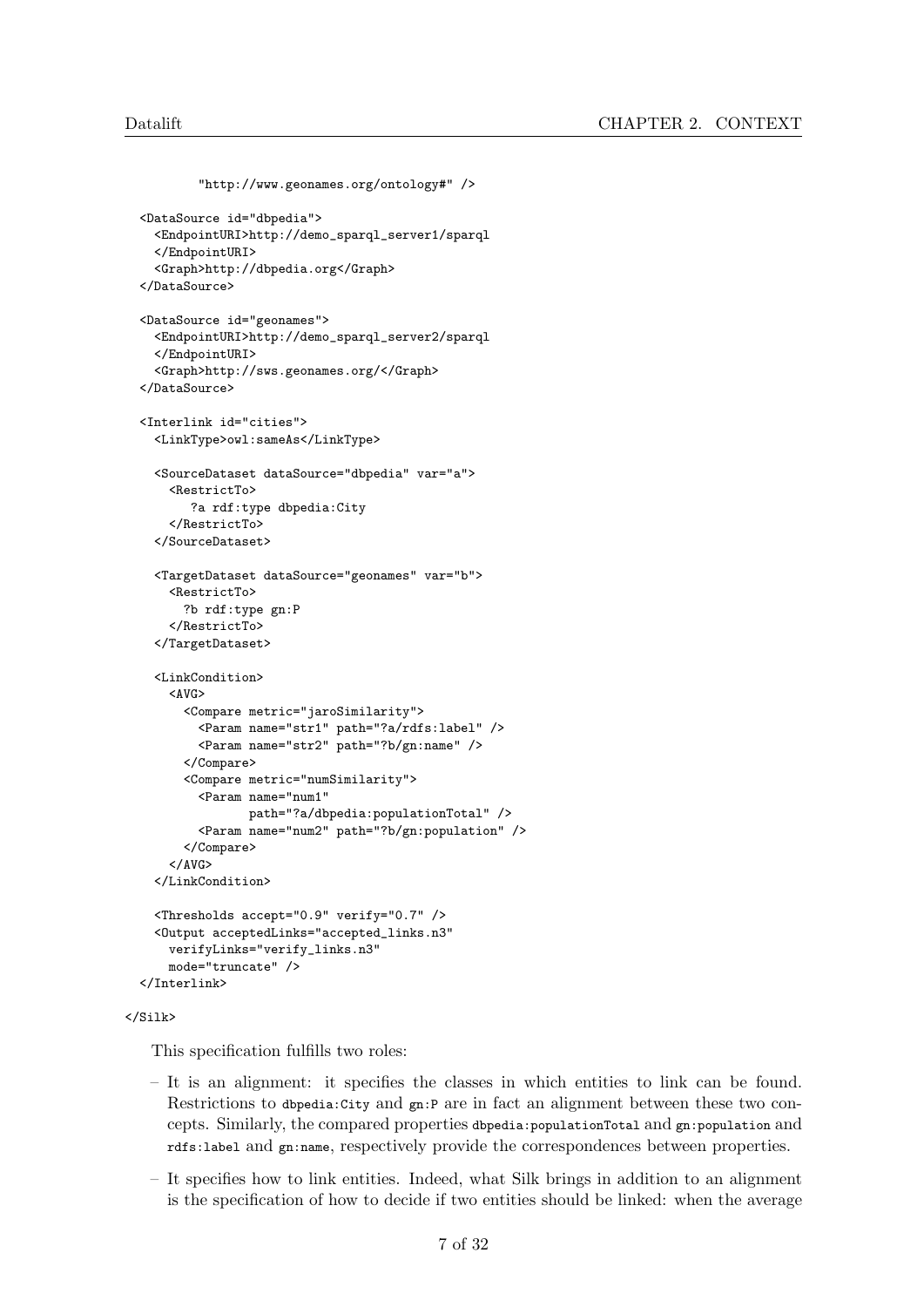```
        "http://www.geonames.org/ontology#" />

  <DataSource id="dbpedia">
    <EndpointURI>http://demo_sparql_server1/sparql
    </EndpointURI>
    <Graph>http://dbpedia.org</Graph>
  </DataSource>

  <DataSource id="geonames">
    <EndpointURI>http://demo_sparql_server2/sparql
    </EndpointURI>
    <Graph>http://sws.geonames.org/</Graph>
  </DataSource>

  <Interlink id="cities">
    <LinkType>owl:sameAs</LinkType>

    <SourceDataset dataSource="dbpedia" var="a">
      <RestrictTo>
         ?a rdf:type dbpedia:City
      </RestrictTo>
    </SourceDataset>

    <TargetDataset dataSource="geonames" var="b">
      <RestrictTo>
        ?b rdf:type gn:P
      </RestrictTo>
    </TargetDataset>

    <LinkCondition>
      <AVG>
        <Compare metric="jaroSimilarity">
          <Param name="str1" path="?a/rdfs:label" />
          <Param name="str2" path="?b/gn:name" />
        </Compare>
        <Compare metric="numSimilarity">
          <Param name="num1"
                 path="?a/dbpedia:populationTotal" />
          <Param name="num2" path="?b/gn:population" />
        </Compare>
      </AVG>
    </LinkCondition>

    <Thresholds accept="0.9" verify="0.7" />
    <Output acceptedLinks="accepted_links.n3"
      verifyLinks="verify_links.n3"
      mode="truncate" />
  </Interlink>

</Silk>
```

This specification fulfills two roles:

– It is an alignment: it specifies the classes in which entities to link can be found. Restrictions to `dbpedia:City` and `gn:P` are in fact an alignment between these two concepts. Similarly, the compared properties `dbpedia:populationTotal` and `gn:population` and `rdfs:label` and `gn:name`, respectively provide the correspondences between properties.

– It specifies how to link entities. Indeed, what Silk brings in addition to an alignment is the specification of how to decide if two entities should be linked: when the average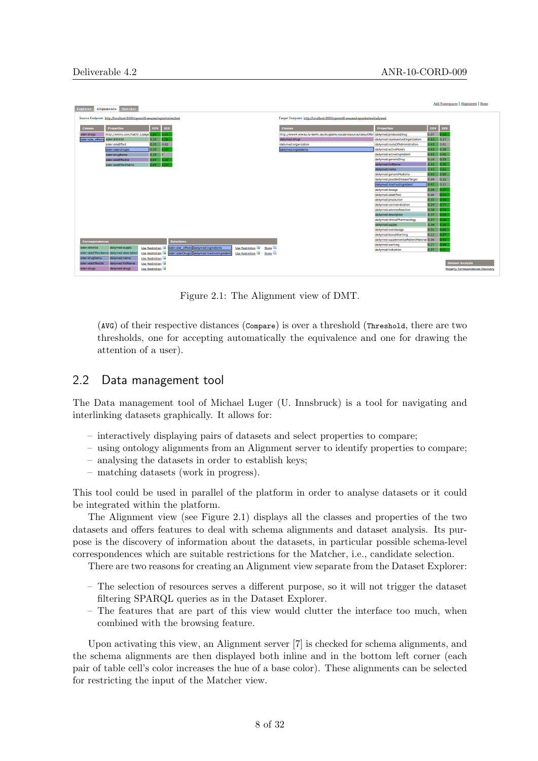Figure 2.1: The Alignment view of DMT.

(AVG) of their respective distances (Compare) is over a threshold (Threshold, there are two thresholds, one for accepting automatically the equivalence and one for drawing the attention of a user).

## 2.2 Data management tool

The Data management tool of Michael Luger (U. Innsbruck) is a tool for navigating and interlinking datasets graphically. It allows for:

- interactively displaying pairs of datasets and select properties to compare;
- using ontology alignments from an Alignment server to identify properties to compare;
- analysing the datasets in order to establish keys;
- matching datasets (work in progress).

This tool could be used in parallel of the platform in order to analyse datasets or it could be integrated within the platform.

The Alignment view (see Figure 2.1) displays all the classes and properties of the two datasets and offers features to deal with schema alignments and dataset analysis. Its purpose is the discovery of information about the datasets, in particular possible schema-level correspondences which are suitable restrictions for the Matcher, i.e., candidate selection.

There are two reasons for creating an Alignment view separate from the Dataset Explorer:

- The selection of resources serves a different purpose, so it will not trigger the dataset filtering SPARQL queries as in the Dataset Explorer.
- The features that are part of this view would clutter the interface too much, when combined with the browsing feature.

Upon activating this view, an Alignment server [7] is checked for schema alignments, and the schema alignments are then displayed both inline and in the bottom left corner (each pair of table cell's color increases the hue of a base color). These alignments can be selected for restricting the input of the Matcher view.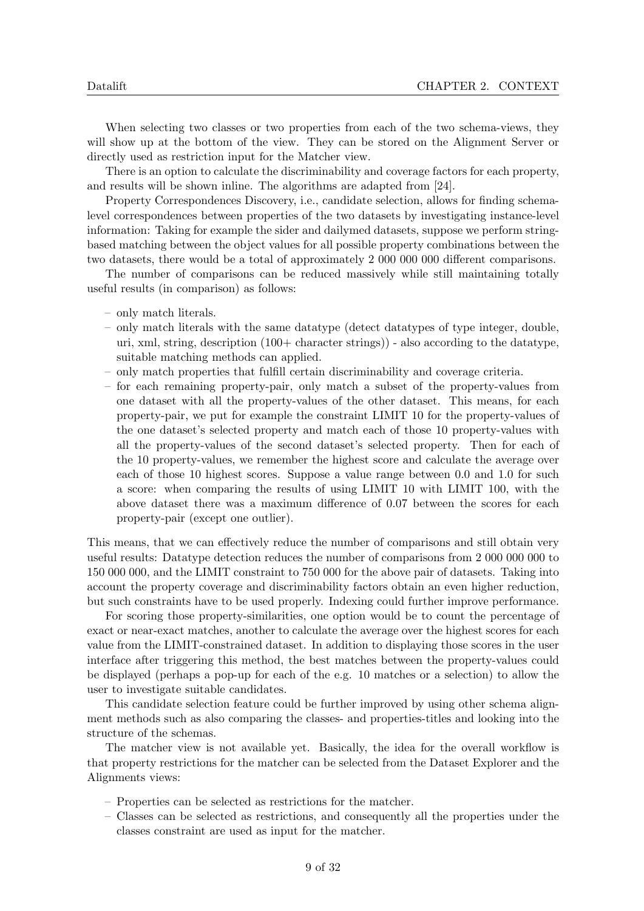When selecting two classes or two properties from each of the two schema-views, they will show up at the bottom of the view. They can be stored on the Alignment Server or directly used as restriction input for the Matcher view.

There is an option to calculate the discriminability and coverage factors for each property, and results will be shown inline. The algorithms are adapted from [24].

Property Correspondences Discovery, i.e., candidate selection, allows for finding schema-level correspondences between properties of the two datasets by investigating instance-level information: Taking for example the sider and dailymed datasets, suppose we perform string-based matching between the object values for all possible property combinations between the two datasets, there would be a total of approximately 2 000 000 000 different comparisons.

The number of comparisons can be reduced massively while still maintaining totally useful results (in comparison) as follows:

- only match literals.
- only match literals with the same datatype (detect datatypes of type integer, double, uri, xml, string, description (100+ character strings)) - also according to the datatype, suitable matching methods can applied.
- only match properties that fulfill certain discriminability and coverage criteria.
- for each remaining property-pair, only match a subset of the property-values from one dataset with all the property-values of the other dataset. This means, for each property-pair, we put for example the constraint LIMIT 10 for the property-values of the one dataset's selected property and match each of those 10 property-values with all the property-values of the second dataset's selected property. Then for each of the 10 property-values, we remember the highest score and calculate the average over each of those 10 highest scores. Suppose a value range between 0.0 and 1.0 for such a score: when comparing the results of using LIMIT 10 with LIMIT 100, with the above dataset there was a maximum difference of 0.07 between the scores for each property-pair (except one outlier).

This means, that we can effectively reduce the number of comparisons and still obtain very useful results: Datatype detection reduces the number of comparisons from 2 000 000 000 to 150 000 000, and the LIMIT constraint to 750 000 for the above pair of datasets. Taking into account the property coverage and discriminability factors obtain an even higher reduction, but such constraints have to be used properly. Indexing could further improve performance.

For scoring those property-similarities, one option would be to count the percentage of exact or near-exact matches, another to calculate the average over the highest scores for each value from the LIMIT-constrained dataset. In addition to displaying those scores in the user interface after triggering this method, the best matches between the property-values could be displayed (perhaps a pop-up for each of the e.g. 10 matches or a selection) to allow the user to investigate suitable candidates.

This candidate selection feature could be further improved by using other schema alignment methods such as also comparing the classes- and properties-titles and looking into the structure of the schemas.

The matcher view is not available yet. Basically, the idea for the overall workflow is that property restrictions for the matcher can be selected from the Dataset Explorer and the Alignments views:

- Properties can be selected as restrictions for the matcher.
- Classes can be selected as restrictions, and consequently all the properties under the classes constraint are used as input for the matcher.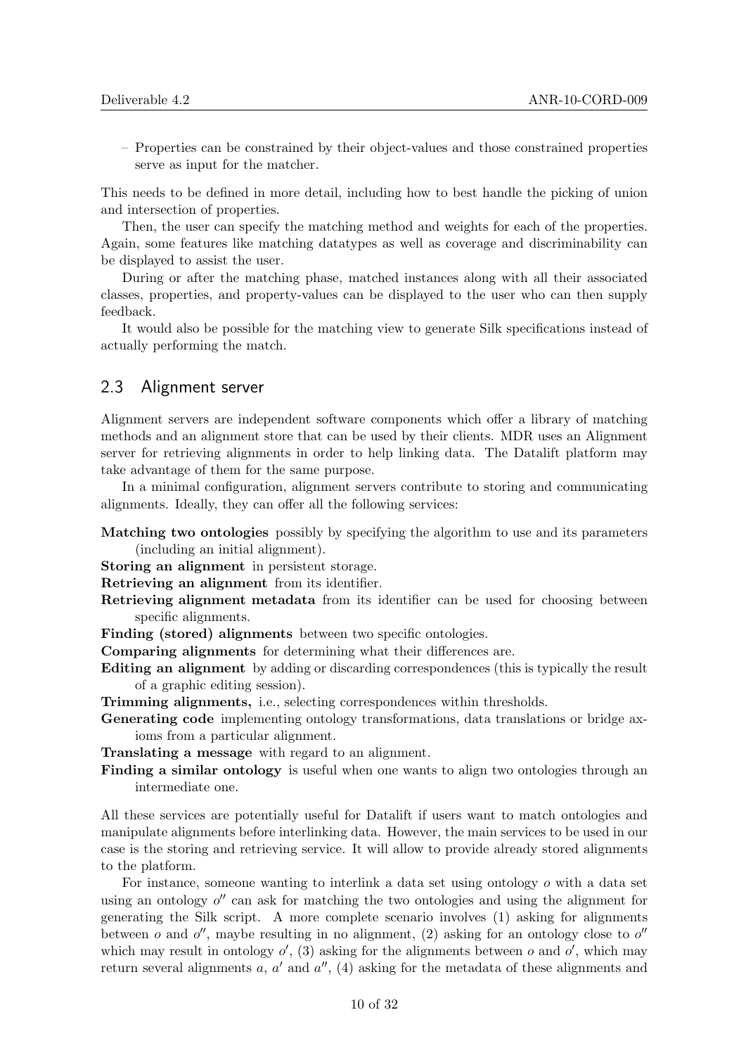– Properties can be constrained by their object-values and those constrained properties serve as input for the matcher.

This needs to be defined in more detail, including how to best handle the picking of union and intersection of properties.

Then, the user can specify the matching method and weights for each of the properties. Again, some features like matching datatypes as well as coverage and discriminability can be displayed to assist the user.

During or after the matching phase, matched instances along with all their associated classes, properties, and property-values can be displayed to the user who can then supply feedback.

It would also be possible for the matching view to generate Silk specifications instead of actually performing the match.

## 2.3 Alignment server

Alignment servers are independent software components which offer a library of matching methods and an alignment store that can be used by their clients. MDR uses an Alignment server for retrieving alignments in order to help linking data. The Datalift platform may take advantage of them for the same purpose.

In a minimal configuration, alignment servers contribute to storing and communicating alignments. Ideally, they can offer all the following services:

**Matching two ontologies** possibly by specifying the algorithm to use and its parameters (including an initial alignment).

**Storing an alignment** in persistent storage.

**Retrieving an alignment** from its identifier.

**Retrieving alignment metadata** from its identifier can be used for choosing between specific alignments.

**Finding (stored) alignments** between two specific ontologies.

**Comparing alignments** for determining what their differences are.

**Editing an alignment** by adding or discarding correspondences (this is typically the result of a graphic editing session).

**Trimming alignments,** i.e., selecting correspondences within thresholds.

**Generating code** implementing ontology transformations, data translations or bridge axioms from a particular alignment.

**Translating a message** with regard to an alignment.

**Finding a similar ontology** is useful when one wants to align two ontologies through an intermediate one.

All these services are potentially useful for Datalift if users want to match ontologies and manipulate alignments before interlinking data. However, the main services to be used in our case is the storing and retrieving service. It will allow to provide already stored alignments to the platform.

For instance, someone wanting to interlink a data set using ontology $o$ with a data set using an ontology $o''$ can ask for matching the two ontologies and using the alignment for generating the Silk script. A more complete scenario involves (1) asking for alignments between $o$ and $o''$, maybe resulting in no alignment, (2) asking for an ontology close to $o''$ which may result in ontology $o'$, (3) asking for the alignments between $o$ and $o'$, which may return several alignments $a$, $a'$ and $a''$, (4) asking for the metadata of these alignments and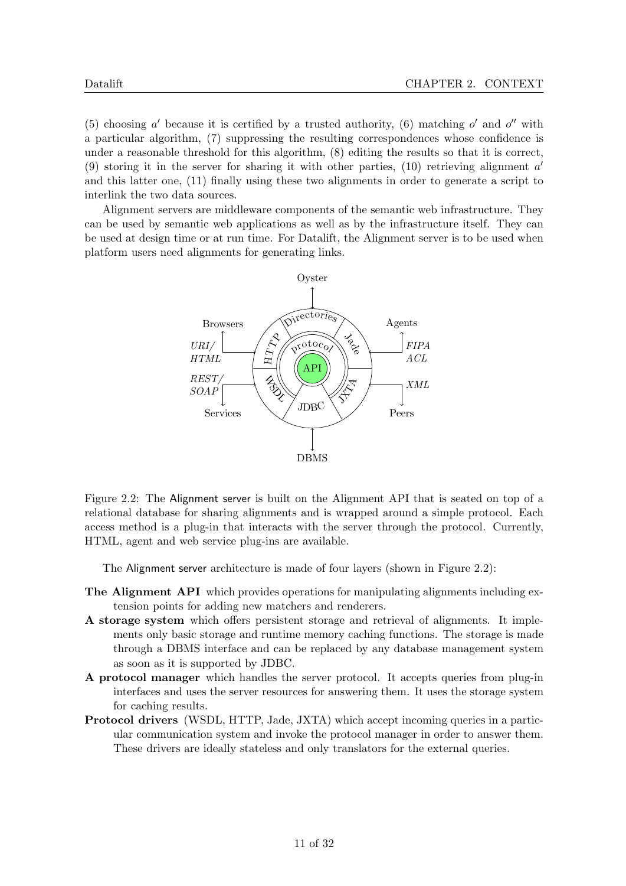(5) choosing $a'$ because it is certified by a trusted authority, (6) matching $o'$ and $o''$ with a particular algorithm, (7) suppressing the resulting correspondences whose confidence is under a reasonable threshold for this algorithm, (8) editing the results so that it is correct, (9) storing it in the server for sharing it with other parties, (10) retrieving alignment $a'$ and this latter one, (11) finally using these two alignments in order to generate a script to interlink the two data sources.

Alignment servers are middleware components of the semantic web infrastructure. They can be used by semantic web applications as well as by the infrastructure itself. They can be used at design time or at run time. For Datalift, the Alignment server is to be used when platform users need alignments for generating links.

Figure 2.2: The Alignment server is built on the Alignment API that is seated on top of a relational database for sharing alignments and is wrapped around a simple protocol. Each access method is a plug-in that interacts with the server through the protocol. Currently, HTML, agent and web service plug-ins are available.

The Alignment server architecture is made of four layers (shown in Figure 2.2):

**The Alignment API** which provides operations for manipulating alignments including extension points for adding new matchers and renderers.

**A storage system** which offers persistent storage and retrieval of alignments. It implements only basic storage and runtime memory caching functions. The storage is made through a DBMS interface and can be replaced by any database management system as soon as it is supported by JDBC.

**A protocol manager** which handles the server protocol. It accepts queries from plug-in interfaces and uses the server resources for answering them. It uses the storage system for caching results.

**Protocol drivers** (WSDL, HTTP, Jade, JXTA) which accept incoming queries in a particular communication system and invoke the protocol manager in order to answer them. These drivers are ideally stateless and only translators for the external queries.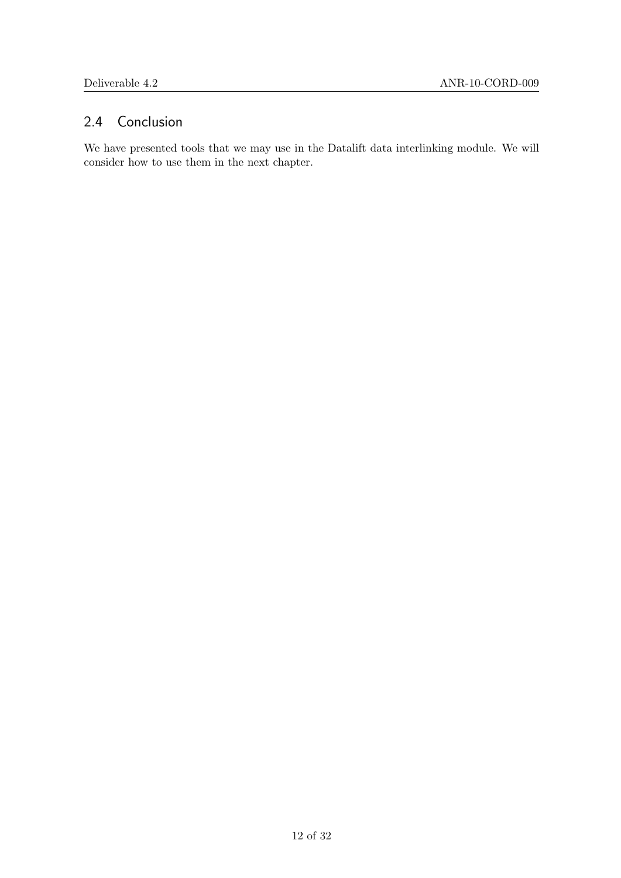## 2.4 Conclusion

We have presented tools that we may use in the Datalift data interlinking module. We will consider how to use them in the next chapter.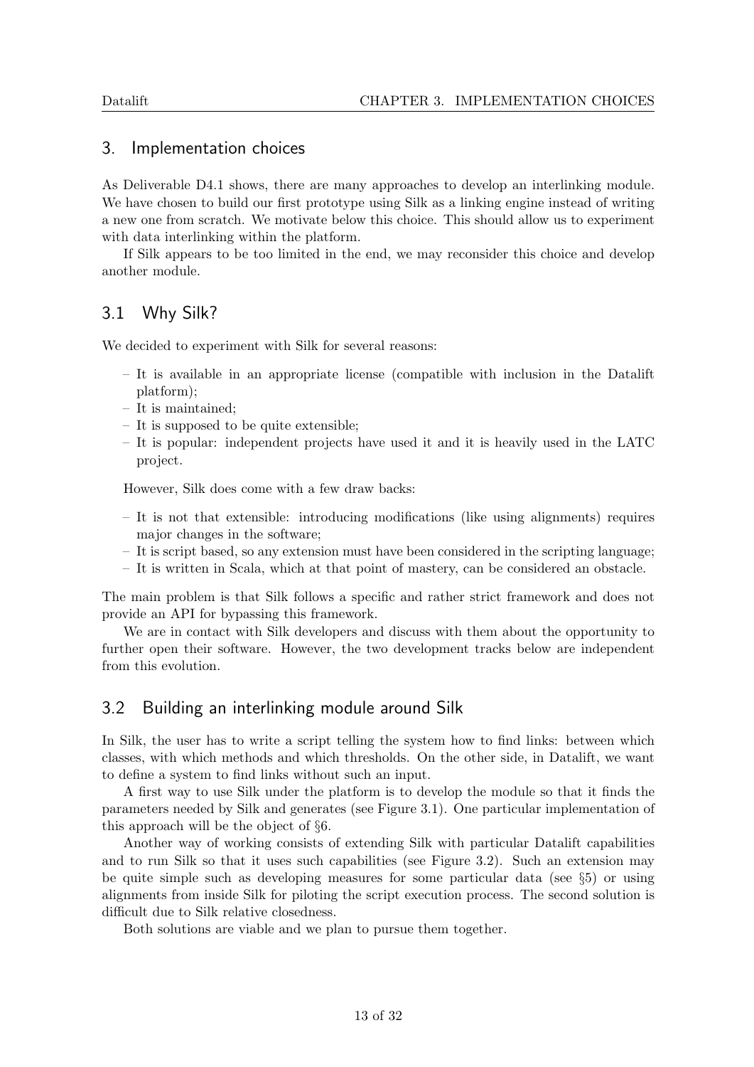# 3. Implementation choices

As Deliverable D4.1 shows, there are many approaches to develop an interlinking module. We have chosen to build our first prototype using Silk as a linking engine instead of writing a new one from scratch. We motivate below this choice. This should allow us to experiment with data interlinking within the platform.

If Silk appears to be too limited in the end, we may reconsider this choice and develop another module.

## 3.1 Why Silk?

We decided to experiment with Silk for several reasons:

- It is available in an appropriate license (compatible with inclusion in the Datalift platform);
- It is maintained;
- It is supposed to be quite extensible;
- It is popular: independent projects have used it and it is heavily used in the LATC project.

However, Silk does come with a few draw backs:

- It is not that extensible: introducing modifications (like using alignments) requires major changes in the software;
- It is script based, so any extension must have been considered in the scripting language;
- It is written in Scala, which at that point of mastery, can be considered an obstacle.

The main problem is that Silk follows a specific and rather strict framework and does not provide an API for bypassing this framework.

We are in contact with Silk developers and discuss with them about the opportunity to further open their software. However, the two development tracks below are independent from this evolution.

## 3.2 Building an interlinking module around Silk

In Silk, the user has to write a script telling the system how to find links: between which classes, with which methods and which thresholds. On the other side, in Datalift, we want to define a system to find links without such an input.

A first way to use Silk under the platform is to develop the module so that it finds the parameters needed by Silk and generates (see Figure 3.1). One particular implementation of this approach will be the object of §6.

Another way of working consists of extending Silk with particular Datalift capabilities and to run Silk so that it uses such capabilities (see Figure 3.2). Such an extension may be quite simple such as developing measures for some particular data (see §5) or using alignments from inside Silk for piloting the script execution process. The second solution is difficult due to Silk relative closedness.

Both solutions are viable and we plan to pursue them together.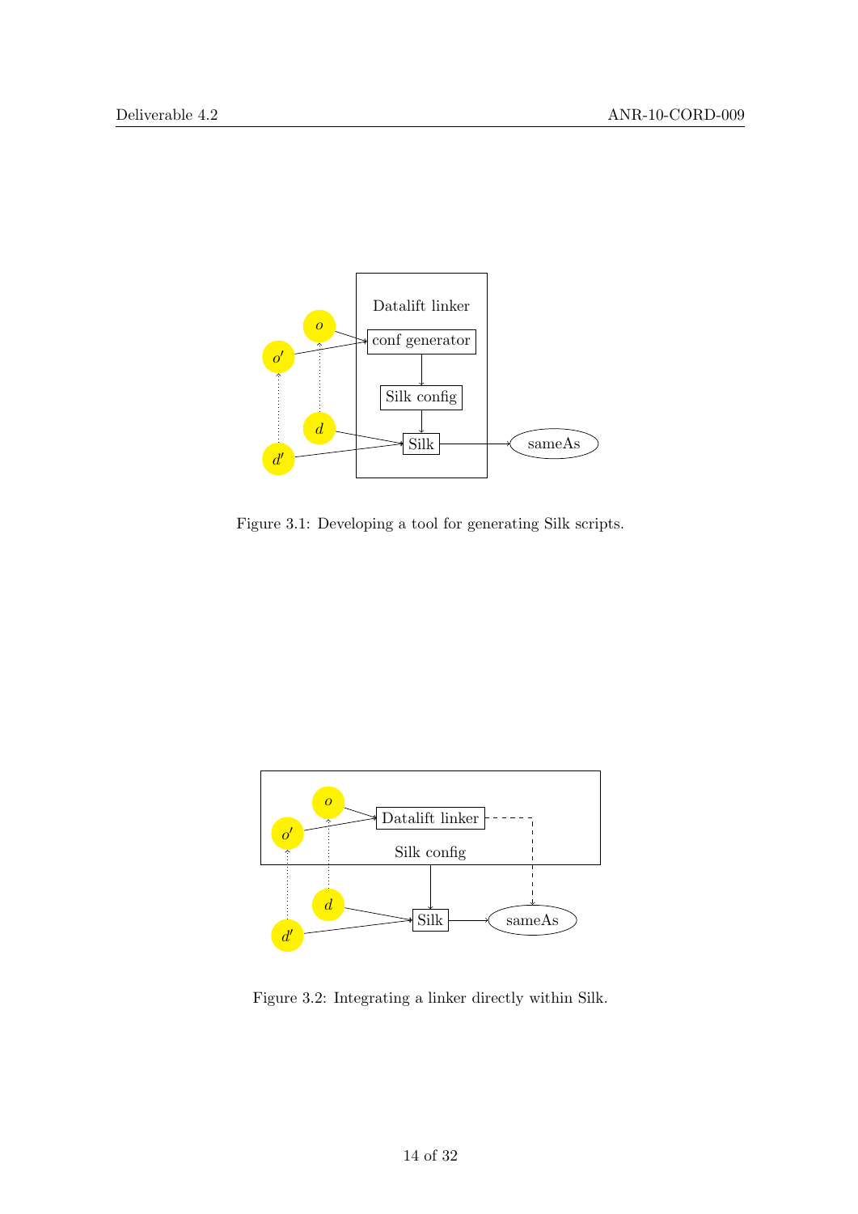Figure 3.1: Developing a tool for generating Silk scripts.

Figure 3.2: Integrating a linker directly within Silk.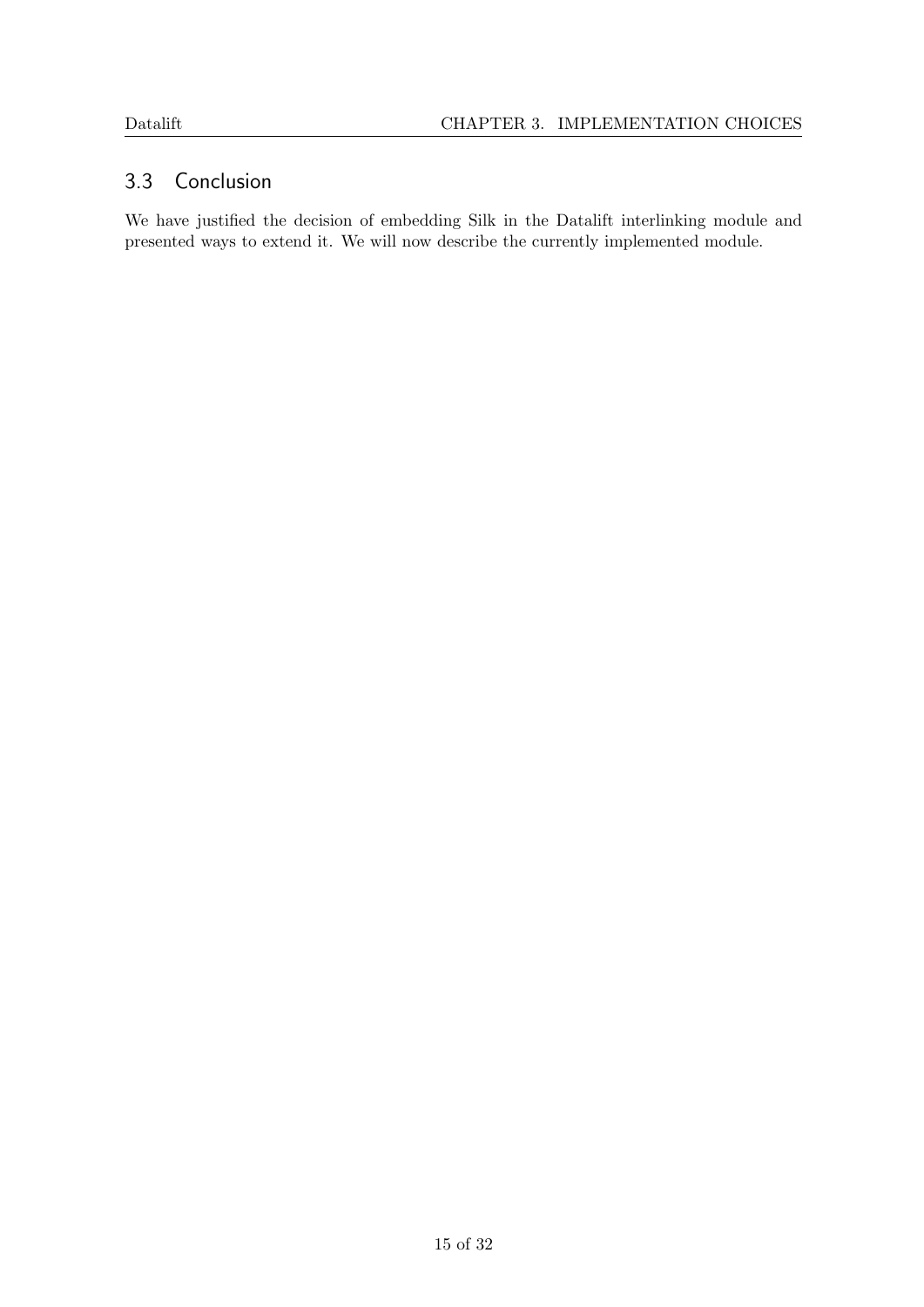## 3.3 Conclusion

We have justified the decision of embedding Silk in the Datalift interlinking module and presented ways to extend it. We will now describe the currently implemented module.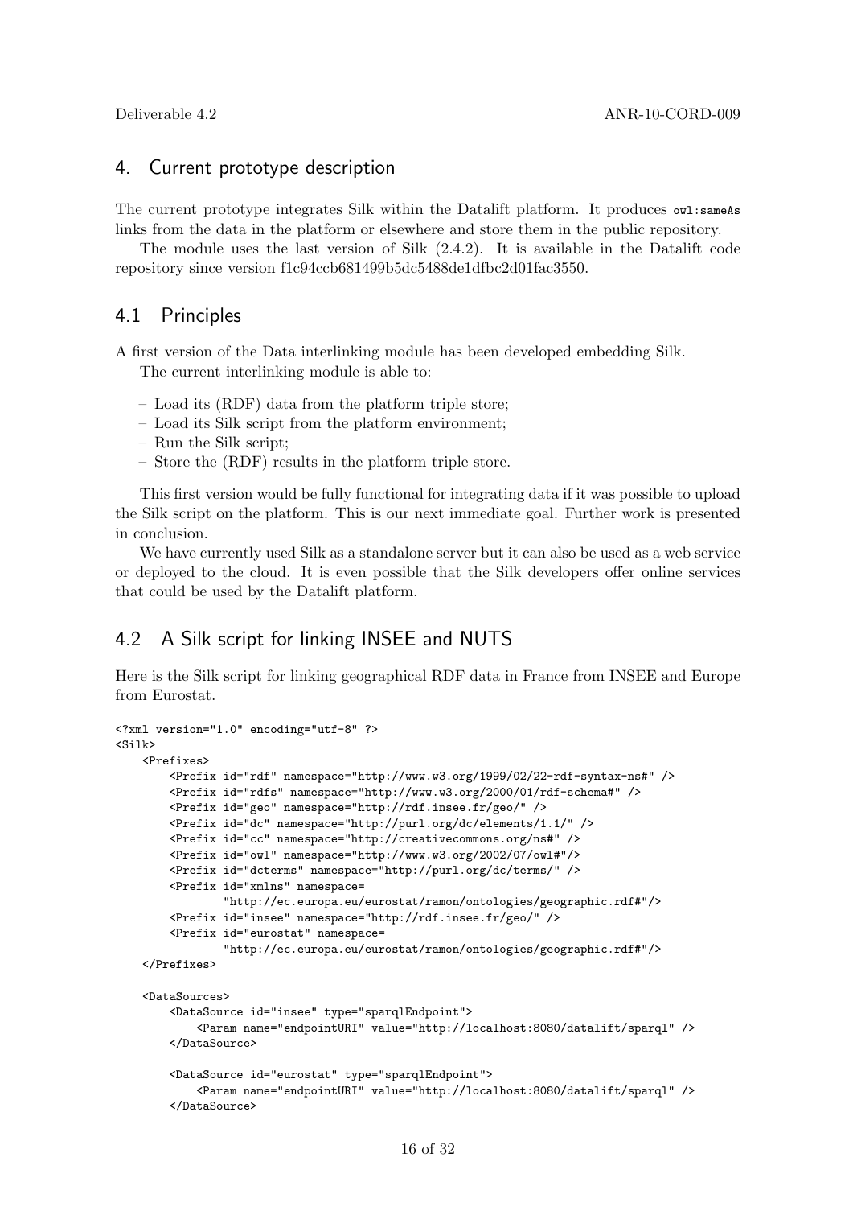## 4. Current prototype description

The current prototype integrates Silk within the Datalift platform. It produces `owl:sameAs` links from the data in the platform or elsewhere and store them in the public repository.

The module uses the last version of Silk (2.4.2). It is available in the Datalift code repository since version f1c94ccb681499b5dc5488de1dfbc2d01fac3550.

### 4.1 Principles

A first version of the Data interlinking module has been developed embedding Silk.

The current interlinking module is able to:

– Load its (RDF) data from the platform triple store;
– Load its Silk script from the platform environment;
– Run the Silk script;
– Store the (RDF) results in the platform triple store.

This first version would be fully functional for integrating data if it was possible to upload the Silk script on the platform. This is our next immediate goal. Further work is presented in conclusion.

We have currently used Silk as a standalone server but it can also be used as a web service or deployed to the cloud. It is even possible that the Silk developers offer online services that could be used by the Datalift platform.

### 4.2 A Silk script for linking INSEE and NUTS

Here is the Silk script for linking geographical RDF data in France from INSEE and Europe from Eurostat.

```
<?xml version="1.0" encoding="utf-8" ?>
<Silk>
    <Prefixes>
        <Prefix id="rdf" namespace="http://www.w3.org/1999/02/22-rdf-syntax-ns#" />
        <Prefix id="rdfs" namespace="http://www.w3.org/2000/01/rdf-schema#" />
        <Prefix id="geo" namespace="http://rdf.insee.fr/geo/" />
        <Prefix id="dc" namespace="http://purl.org/dc/elements/1.1/" />
        <Prefix id="cc" namespace="http://creativecommons.org/ns#" />
        <Prefix id="owl" namespace="http://www.w3.org/2002/07/owl#"/>
        <Prefix id="dcterms" namespace="http://purl.org/dc/terms/" />
        <Prefix id="xmlns" namespace=
                "http://ec.europa.eu/eurostat/ramon/ontologies/geographic.rdf#"/>
        <Prefix id="insee" namespace="http://rdf.insee.fr/geo/" />
        <Prefix id="eurostat" namespace=
                "http://ec.europa.eu/eurostat/ramon/ontologies/geographic.rdf#"/>
    </Prefixes>

    <DataSources>
        <DataSource id="insee" type="sparqlEndpoint">
            <Param name="endpointURI" value="http://localhost:8080/datalift/sparql" />
        </DataSource>

        <DataSource id="eurostat" type="sparqlEndpoint">
            <Param name="endpointURI" value="http://localhost:8080/datalift/sparql" />
        </DataSource>
```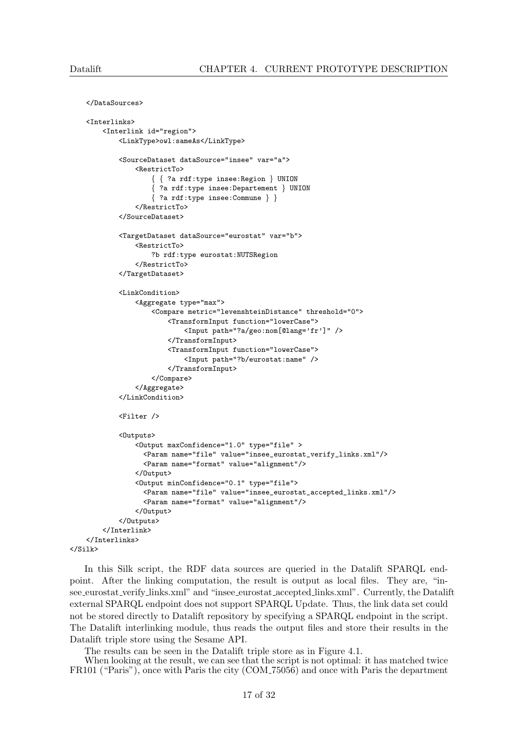```
    </DataSources>

    <Interlinks>
        <Interlink id="region">
            <LinkType>owl:sameAs</LinkType>

            <SourceDataset dataSource="insee" var="a">
                <RestrictTo>
                    { { ?a rdf:type insee:Region } UNION
                    { ?a rdf:type insee:Departement } UNION
                    { ?a rdf:type insee:Commune } }
                </RestrictTo>
            </SourceDataset>

            <TargetDataset dataSource="eurostat" var="b">
                <RestrictTo>
                    ?b rdf:type eurostat:NUTSRegion
                </RestrictTo>
            </TargetDataset>

            <LinkCondition>
                <Aggregate type="max">
                    <Compare metric="levenshteinDistance" threshold="0">
                        <TransformInput function="lowerCase">
                            <Input path="?a/geo:nom[@lang='fr']" />
                        </TransformInput>
                        <TransformInput function="lowerCase">
                            <Input path="?b/eurostat:name" />
                        </TransformInput>
                    </Compare>
                </Aggregate>
            </LinkCondition>

            <Filter />

            <Outputs>
                <Output maxConfidence="1.0" type="file" >
                  <Param name="file" value="insee_eurostat_verify_links.xml"/>
                  <Param name="format" value="alignment"/>
                </Output>
                <Output minConfidence="0.1" type="file">
                  <Param name="file" value="insee_eurostat_accepted_links.xml"/>
                  <Param name="format" value="alignment"/>
                </Output>
            </Outputs>
        </Interlink>
    </Interlinks>
</Silk>
```

In this Silk script, the RDF data sources are queried in the Datalift SPARQL endpoint. After the linking computation, the result is output as local files. They are, "insee_eurostat_verify_links.xml" and "insee_eurostat_accepted_links.xml". Currently, the Datalift external SPARQL endpoint does not support SPARQL Update. Thus, the link data set could not be stored directly to Datalift repository by specifying a SPARQL endpoint in the script. The Datalift interlinking module, thus reads the output files and store their results in the Datalift triple store using the Sesame API.

The results can be seen in the Datalift triple store as in Figure 4.1.

When looking at the result, we can see that the script is not optimal: it has matched twice FR101 ("Paris"), once with Paris the city (COM_75056) and once with Paris the department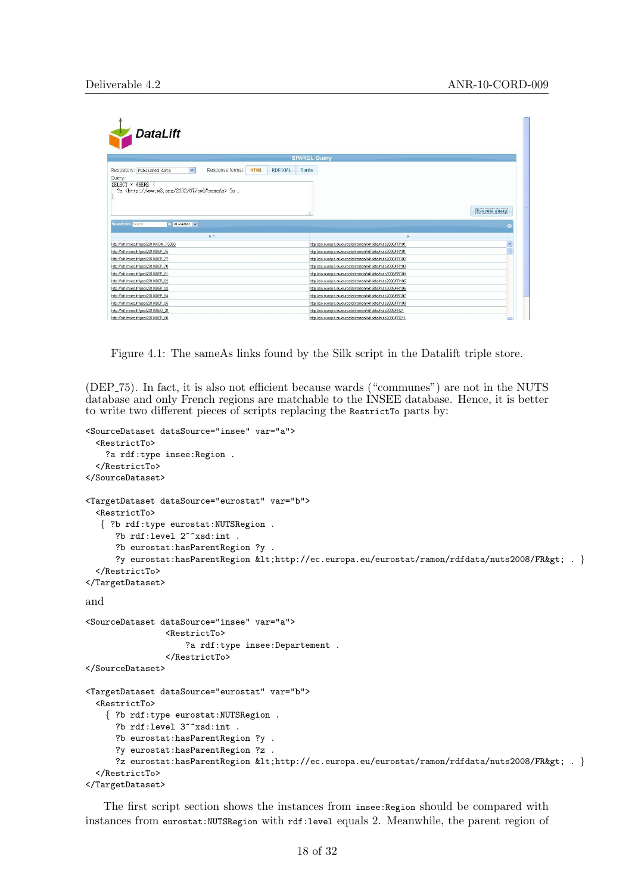Figure 4.1: The sameAs links found by the Silk script in the Datalift triple store.

(DEP_75). In fact, it is also not efficient because wards ("communes") are not in the NUTS database and only French regions are matchable to the INSEE database. Hence, it is better to write two different pieces of scripts replacing the `RestrictTo` parts by:

```
<SourceDataset dataSource="insee" var="a">
  <RestrictTo>
    ?a rdf:type insee:Region .
  </RestrictTo>
</SourceDataset>

<TargetDataset dataSource="eurostat" var="b">
  <RestrictTo>
   { ?b rdf:type eurostat:NUTSRegion .
      ?b rdf:level 2^^xsd:int .
      ?b eurostat:hasParentRegion ?y .
      ?y eurostat:hasParentRegion &lt;http://ec.europa.eu/eurostat/ramon/rdfdata/nuts2008/FR&gt; . }
  </RestrictTo>
</TargetDataset>
```

and

```
<SourceDataset dataSource="insee" var="a">
                <RestrictTo>
                    ?a rdf:type insee:Departement .
                </RestrictTo>
</SourceDataset>

<TargetDataset dataSource="eurostat" var="b">
  <RestrictTo>
    { ?b rdf:type eurostat:NUTSRegion .
      ?b rdf:level 3^^xsd:int .
      ?b eurostat:hasParentRegion ?y .
      ?y eurostat:hasParentRegion ?z .
      ?z eurostat:hasParentRegion &lt;http://ec.europa.eu/eurostat/ramon/rdfdata/nuts2008/FR&gt; . }
  </RestrictTo>
</TargetDataset>
```

The first script section shows the instances from `insee:Region` should be compared with instances from `eurostat:NUTSRegion` with `rdf:level` equals 2. Meanwhile, the parent region of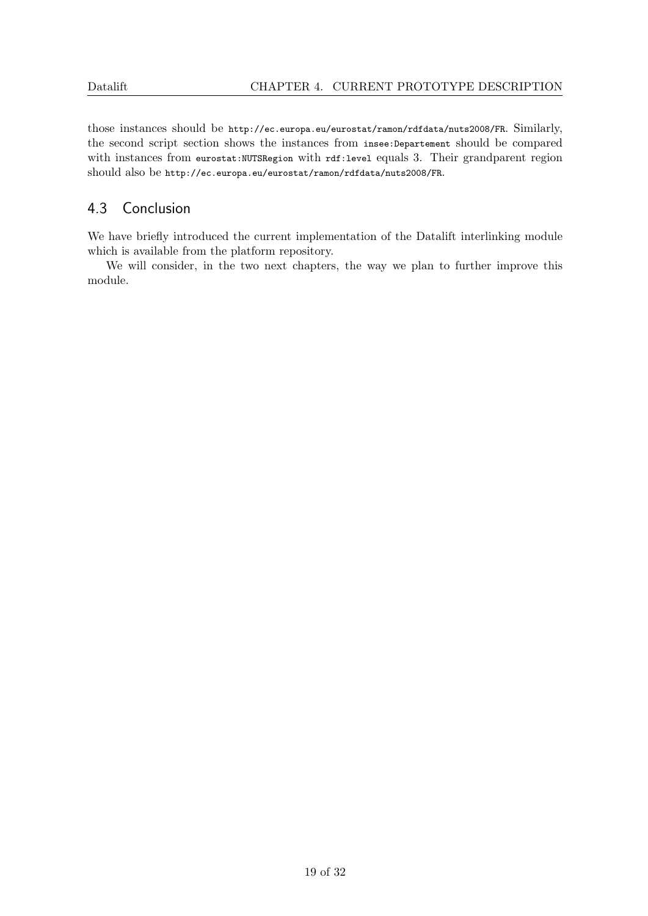those instances should be `http://ec.europa.eu/eurostat/ramon/rdfdata/nuts2008/FR`. Similarly, the second script section shows the instances from `insee:Departement` should be compared with instances from `eurostat:NUTSRegion` with `rdf:level` equals 3. Their grandparent region should also be `http://ec.europa.eu/eurostat/ramon/rdfdata/nuts2008/FR`.

## 4.3 Conclusion

We have briefly introduced the current implementation of the Datalift interlinking module which is available from the platform repository.

We will consider, in the two next chapters, the way we plan to further improve this module.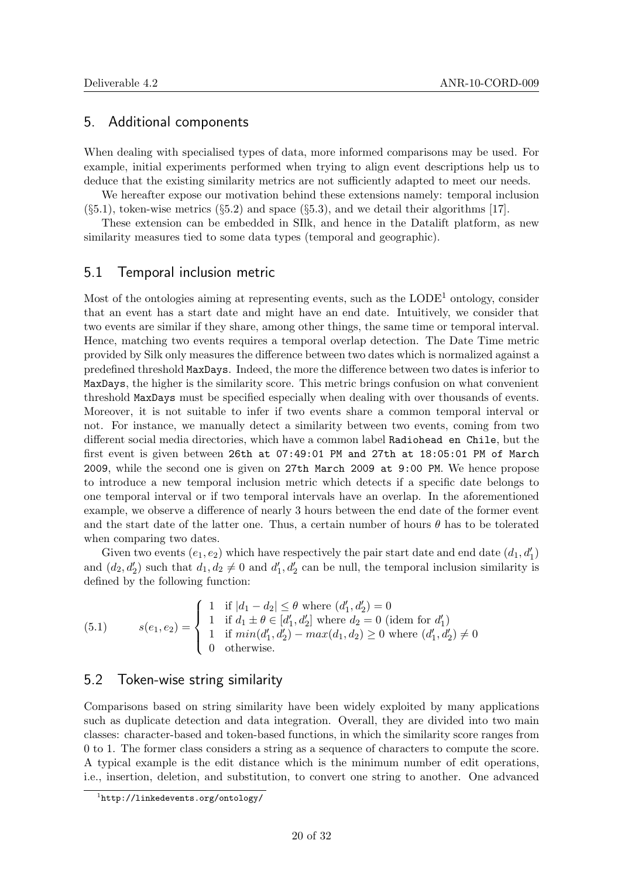## 5. Additional components

When dealing with specialised types of data, more informed comparisons may be used. For example, initial experiments performed when trying to align event descriptions help us to deduce that the existing similarity metrics are not sufficiently adapted to meet our needs.

We hereafter expose our motivation behind these extensions namely: temporal inclusion (§5.1), token-wise metrics (§5.2) and space (§5.3), and we detail their algorithms [17].

These extension can be embedded in SIlk, and hence in the Datalift platform, as new similarity measures tied to some data types (temporal and geographic).

### 5.1 Temporal inclusion metric

Most of the ontologies aiming at representing events, such as the LODE[1] ontology, consider that an event has a start date and might have an end date. Intuitively, we consider that two events are similar if they share, among other things, the same time or temporal interval. Hence, matching two events requires a temporal overlap detection. The Date Time metric provided by Silk only measures the difference between two dates which is normalized against a predefined threshold `MaxDays`. Indeed, the more the difference between two dates is inferior to `MaxDays`, the higher is the similarity score. This metric brings confusion on what convenient threshold `MaxDays` must be specified especially when dealing with over thousands of events. Moreover, it is not suitable to infer if two events share a common temporal interval or not. For instance, we manually detect a similarity between two events, coming from two different social media directories, which have a common label `Radiohead en Chile`, but the first event is given between `26th at 07:49:01 PM and 27th at 18:05:01 PM of March 2009`, while the second one is given on `27th March 2009 at 9:00 PM`. We hence propose to introduce a new temporal inclusion metric which detects if a specific date belongs to one temporal interval or if two temporal intervals have an overlap. In the aforementioned example, we observe a difference of nearly 3 hours between the end date of the former event and the start date of the latter one. Thus, a certain number of hours $\theta$ has to be tolerated when comparing two dates.

Given two events $(e_1, e_2)$ which have respectively the pair start date and end date $(d_1, d'_1)$ and $(d_2, d'_2)$ such that $d_1, d_2 \neq 0$ and $d'_1, d'_2$ can be null, the temporal inclusion similarity is defined by the following function:

$$
s(e_1, e_2) = \begin{cases} 1 & \text{if } |d_1 - d_2| \leq \theta \text{ where } (d'_1, d'_2) = 0 \\ 1 & \text{if } d_1 \pm \theta \in [d'_1, d'_2] \text{ where } d_2 = 0 \text{ (idem for } d'_1\text{)} \\ 1 & \text{if } min(d'_1, d'_2) - max(d_1, d_2) \geq 0 \text{ where } (d'_1, d'_2) \neq 0 \\ 0 & \text{otherwise.} \end{cases} \tag{5.1}
$$

### 5.2 Token-wise string similarity

Comparisons based on string similarity have been widely exploited by many applications such as duplicate detection and data integration. Overall, they are divided into two main classes: character-based and token-based functions, in which the similarity score ranges from 0 to 1. The former class considers a string as a sequence of characters to compute the score. A typical example is the edit distance which is the minimum number of edit operations, i.e., insertion, deletion, and substitution, to convert one string to another. One advanced

[1] http://linkedevents.org/ontology/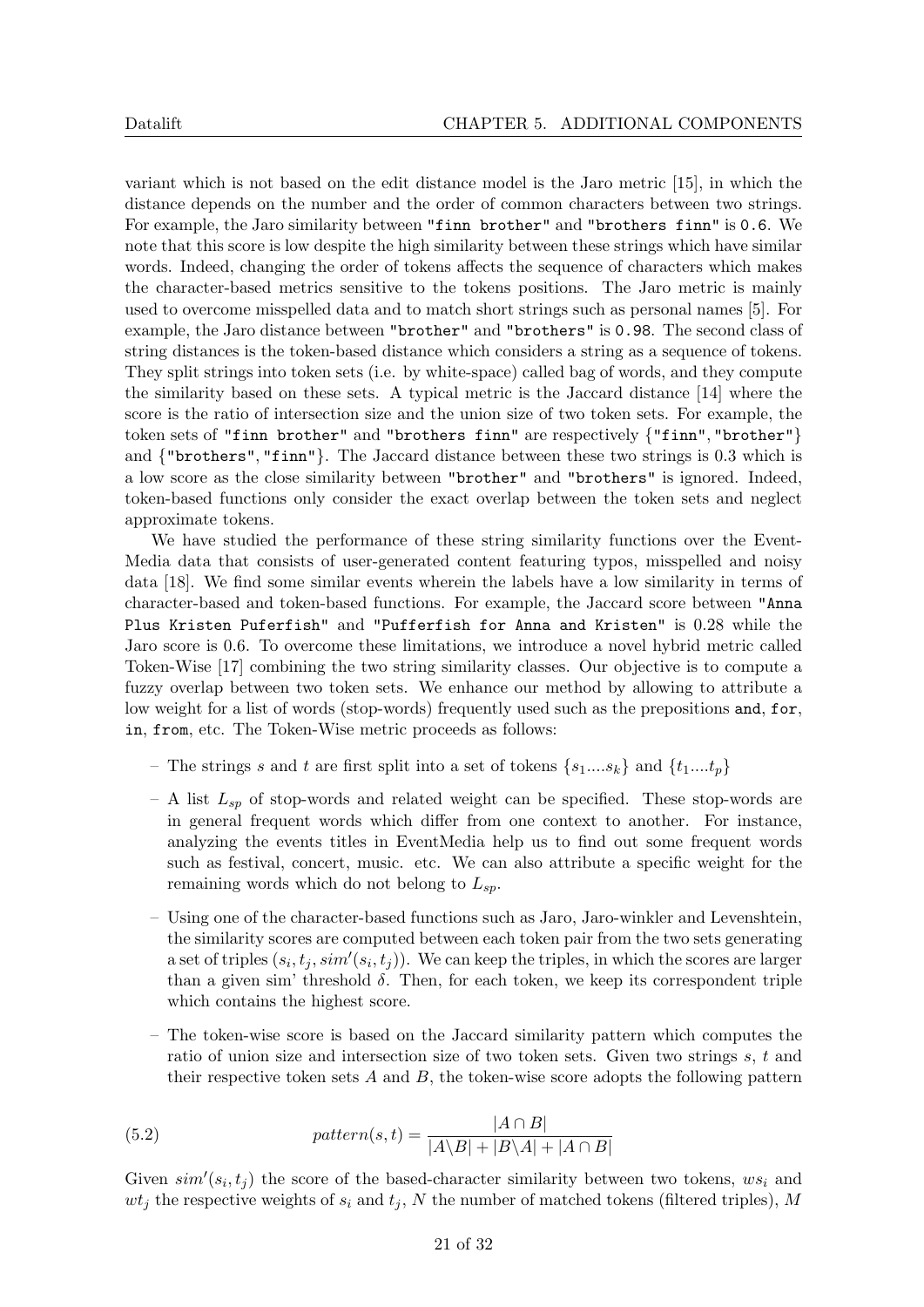variant which is not based on the edit distance model is the Jaro metric [15], in which the distance depends on the number and the order of common characters between two strings. For example, the Jaro similarity between `"finn brother"` and `"brothers finn"` is `0.6`. We note that this score is low despite the high similarity between these strings which have similar words. Indeed, changing the order of tokens affects the sequence of characters which makes the character-based metrics sensitive to the tokens positions. The Jaro metric is mainly used to overcome misspelled data and to match short strings such as personal names [5]. For example, the Jaro distance between `"brother"` and `"brothers"` is `0.98`. The second class of string distances is the token-based distance which considers a string as a sequence of tokens. They split strings into token sets (i.e. by white-space) called bag of words, and they compute the similarity based on these sets. A typical metric is the Jaccard distance [14] where the score is the ratio of intersection size and the union size of two token sets. For example, the token sets of `"finn brother"` and `"brothers finn"` are respectively {`"finn"`, `"brother"`} and {`"brothers"`, `"finn"`}. The Jaccard distance between these two strings is 0.3 which is a low score as the close similarity between `"brother"` and `"brothers"` is ignored. Indeed, token-based functions only consider the exact overlap between the token sets and neglect approximate tokens.

We have studied the performance of these string similarity functions over the EventMedia data that consists of user-generated content featuring typos, misspelled and noisy data [18]. We find some similar events wherein the labels have a low similarity in terms of character-based and token-based functions. For example, the Jaccard score between `"Anna Plus Kristen Puferfish"` and `"Pufferfish for Anna and Kristen"` is 0.28 while the Jaro score is 0.6. To overcome these limitations, we introduce a novel hybrid metric called Token-Wise [17] combining the two string similarity classes. Our objective is to compute a fuzzy overlap between two token sets. We enhance our method by allowing to attribute a low weight for a list of words (stop-words) frequently used such as the prepositions `and`, `for`, `in`, `from`, etc. The Token-Wise metric proceeds as follows:

- The strings $s$ and $t$ are first split into a set of tokens $\{s_1....s_k\}$ and $\{t_1....t_p\}$
- A list $L_{sp}$ of stop-words and related weight can be specified. These stop-words are in general frequent words which differ from one context to another. For instance, analyzing the events titles in EventMedia help us to find out some frequent words such as festival, concert, music. etc. We can also attribute a specific weight for the remaining words which do not belong to $L_{sp}$.
- Using one of the character-based functions such as Jaro, Jaro-winkler and Levenshtein, the similarity scores are computed between each token pair from the two sets generating a set of triples $(s_i, t_j, sim'(s_i, t_j))$. We can keep the triples, in which the scores are larger than a given sim' threshold $\delta$. Then, for each token, we keep its correspondent triple which contains the highest score.
- The token-wise score is based on the Jaccard similarity pattern which computes the ratio of union size and intersection size of two token sets. Given two strings $s$, $t$ and their respective token sets $A$ and $B$, the token-wise score adopts the following pattern

$$pattern(s,t) = \frac{|A \cap B|}{|A \backslash B| + |B \backslash A| + |A \cap B|} \tag{5.2}$$

Given $sim'(s_i, t_j)$ the score of the based-character similarity between two tokens, $ws_i$ and $wt_j$ the respective weights of $s_i$ and $t_j$, $N$ the number of matched tokens (filtered triples), $M$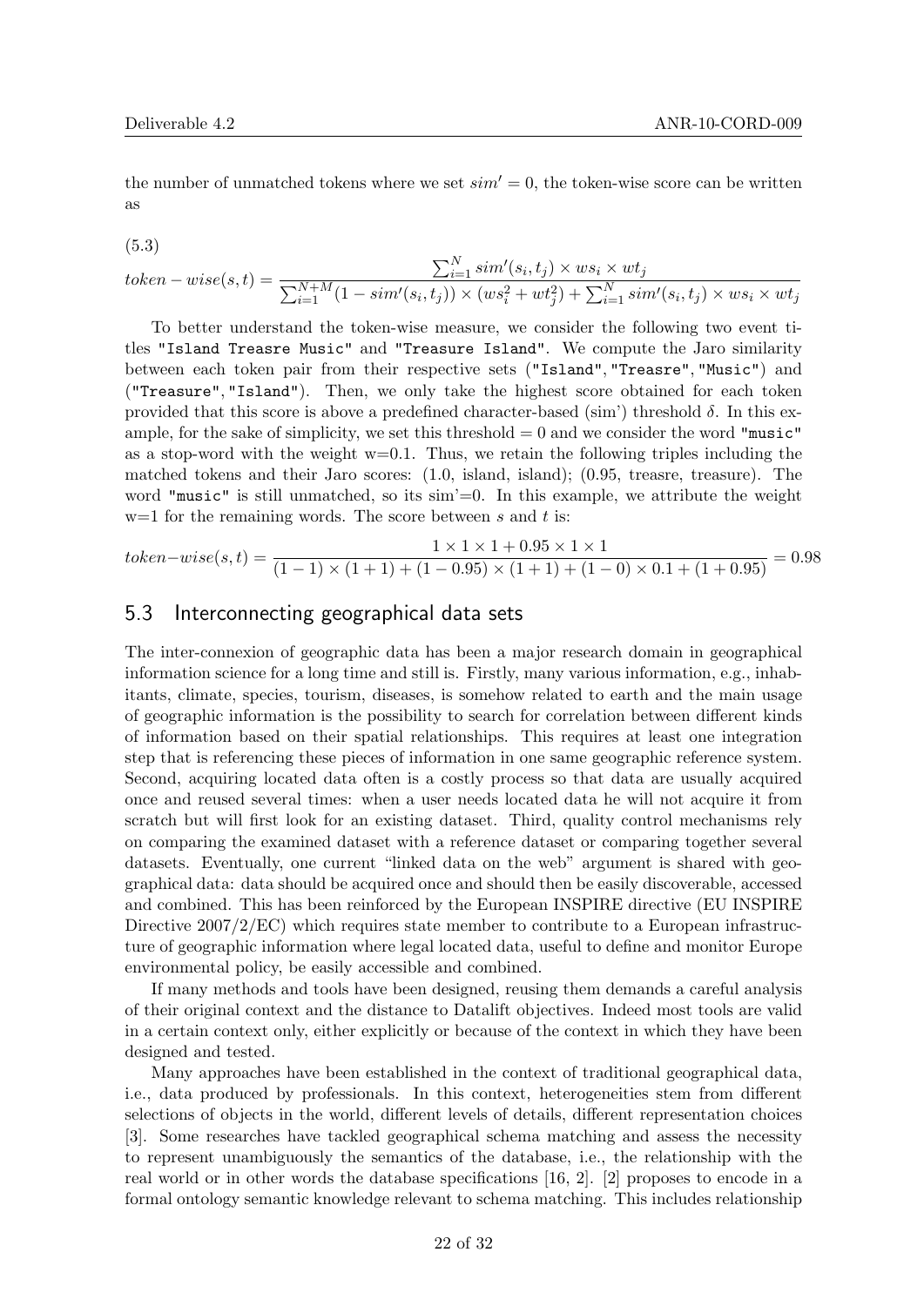the number of unmatched tokens where we set $sim' = 0$, the token-wise score can be written as

(5.3)

$$token-wise(s,t) = \frac{\sum_{i=1}^{N} sim'(s_i,t_j) \times ws_i \times wt_j}{\sum_{i=1}^{N+M}(1 - sim'(s_i,t_j)) \times (ws_i^2 + wt_j^2) + \sum_{i=1}^{N} sim'(s_i,t_j) \times ws_i \times wt_j}$$

To better understand the token-wise measure, we consider the following two event titles `"Island Treasre Music"` and `"Treasure Island"`. We compute the Jaro similarity between each token pair from their respective sets (`"Island"`, `"Treasre"`, `"Music"`) and (`"Treasure"`, `"Island"`). Then, we only take the highest score obtained for each token provided that this score is above a predefined character-based (sim') threshold $\delta$. In this example, for the sake of simplicity, we set this threshold = 0 and we consider the word `"music"` as a stop-word with the weight w=0.1. Thus, we retain the following triples including the matched tokens and their Jaro scores: (1.0, island, island); (0.95, treasre, treasure). The word `"music"` is still unmatched, so its sim'=0. In this example, we attribute the weight w=1 for the remaining words. The score between $s$ and $t$ is:

$$token{-}wise(s,t) = \frac{1 \times 1 \times 1 + 0.95 \times 1 \times 1}{(1-1) \times (1+1) + (1-0.95) \times (1+1) + (1-0) \times 0.1 + (1+0.95)} = 0.98$$

## 5.3 Interconnecting geographical data sets

The inter-connexion of geographic data has been a major research domain in geographical information science for a long time and still is. Firstly, many various information, e.g., inhabitants, climate, species, tourism, diseases, is somehow related to earth and the main usage of geographic information is the possibility to search for correlation between different kinds of information based on their spatial relationships. This requires at least one integration step that is referencing these pieces of information in one same geographic reference system. Second, acquiring located data often is a costly process so that data are usually acquired once and reused several times: when a user needs located data he will not acquire it from scratch but will first look for an existing dataset. Third, quality control mechanisms rely on comparing the examined dataset with a reference dataset or comparing together several datasets. Eventually, one current "linked data on the web" argument is shared with geographical data: data should be acquired once and should then be easily discoverable, accessed and combined. This has been reinforced by the European INSPIRE directive (EU INSPIRE Directive 2007/2/EC) which requires state member to contribute to a European infrastructure of geographic information where legal located data, useful to define and monitor Europe environmental policy, be easily accessible and combined.

If many methods and tools have been designed, reusing them demands a careful analysis of their original context and the distance to Datalift objectives. Indeed most tools are valid in a certain context only, either explicitly or because of the context in which they have been designed and tested.

Many approaches have been established in the context of traditional geographical data, i.e., data produced by professionals. In this context, heterogeneities stem from different selections of objects in the world, different levels of details, different representation choices [3]. Some researches have tackled geographical schema matching and assess the necessity to represent unambiguously the semantics of the database, i.e., the relationship with the real world or in other words the database specifications [16, 2]. [2] proposes to encode in a formal ontology semantic knowledge relevant to schema matching. This includes relationship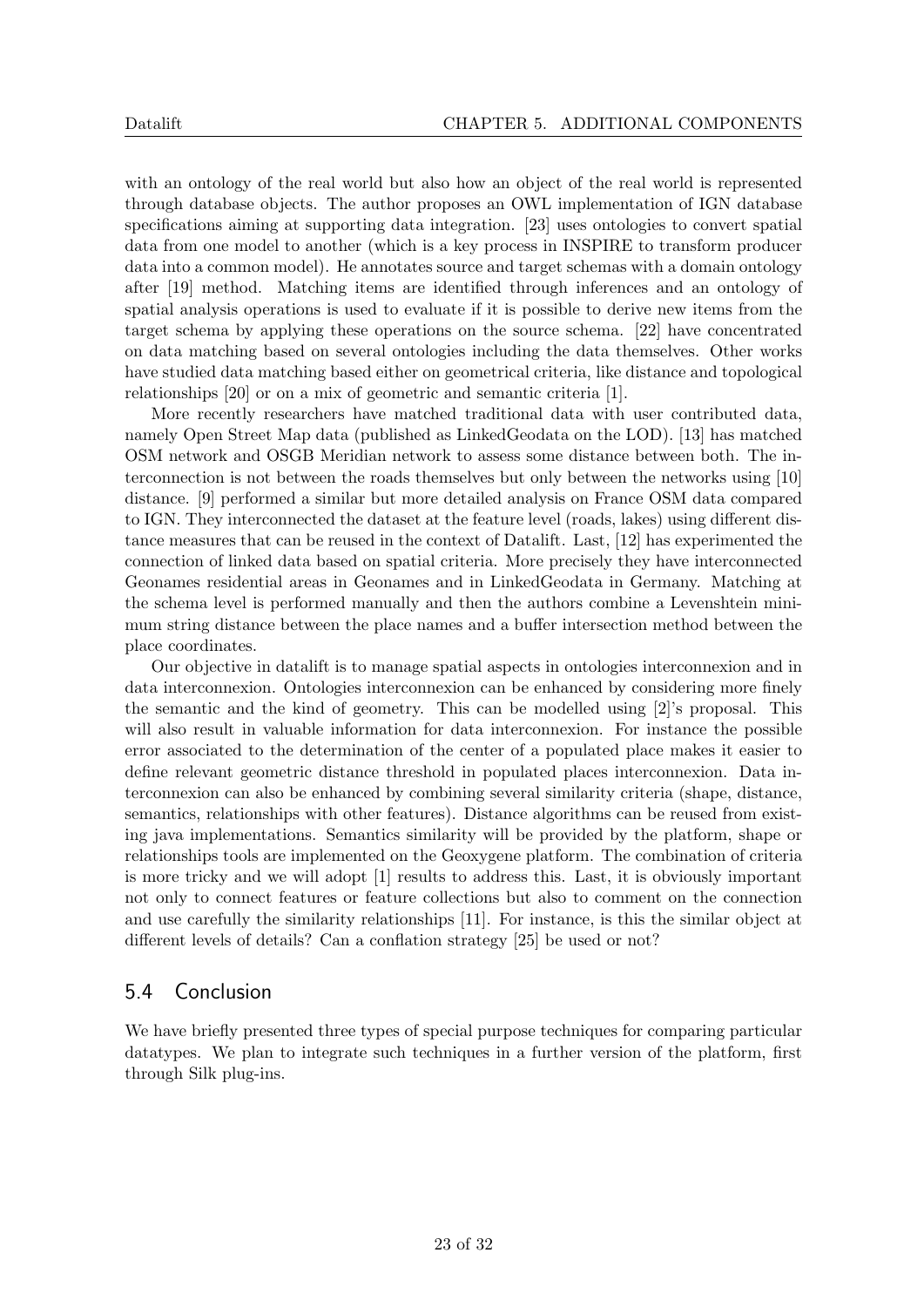with an ontology of the real world but also how an object of the real world is represented through database objects. The author proposes an OWL implementation of IGN database specifications aiming at supporting data integration. [23] uses ontologies to convert spatial data from one model to another (which is a key process in INSPIRE to transform producer data into a common model). He annotates source and target schemas with a domain ontology after [19] method. Matching items are identified through inferences and an ontology of spatial analysis operations is used to evaluate if it is possible to derive new items from the target schema by applying these operations on the source schema. [22] have concentrated on data matching based on several ontologies including the data themselves. Other works have studied data matching based either on geometrical criteria, like distance and topological relationships [20] or on a mix of geometric and semantic criteria [1].

More recently researchers have matched traditional data with user contributed data, namely Open Street Map data (published as LinkedGeodata on the LOD). [13] has matched OSM network and OSGB Meridian network to assess some distance between both. The interconnection is not between the roads themselves but only between the networks using [10] distance. [9] performed a similar but more detailed analysis on France OSM data compared to IGN. They interconnected the dataset at the feature level (roads, lakes) using different distance measures that can be reused in the context of Datalift. Last, [12] has experimented the connection of linked data based on spatial criteria. More precisely they have interconnected Geonames residential areas in Geonames and in LinkedGeodata in Germany. Matching at the schema level is performed manually and then the authors combine a Levenshtein minimum string distance between the place names and a buffer intersection method between the place coordinates.

Our objective in datalift is to manage spatial aspects in ontologies interconnexion and in data interconnexion. Ontologies interconnexion can be enhanced by considering more finely the semantic and the kind of geometry. This can be modelled using [2]'s proposal. This will also result in valuable information for data interconnexion. For instance the possible error associated to the determination of the center of a populated place makes it easier to define relevant geometric distance threshold in populated places interconnexion. Data interconnexion can also be enhanced by combining several similarity criteria (shape, distance, semantics, relationships with other features). Distance algorithms can be reused from existing java implementations. Semantics similarity will be provided by the platform, shape or relationships tools are implemented on the Geoxygene platform. The combination of criteria is more tricky and we will adopt [1] results to address this. Last, it is obviously important not only to connect features or feature collections but also to comment on the connection and use carefully the similarity relationships [11]. For instance, is this the similar object at different levels of details? Can a conflation strategy [25] be used or not?

## 5.4 Conclusion

We have briefly presented three types of special purpose techniques for comparing particular datatypes. We plan to integrate such techniques in a further version of the platform, first through Silk plug-ins.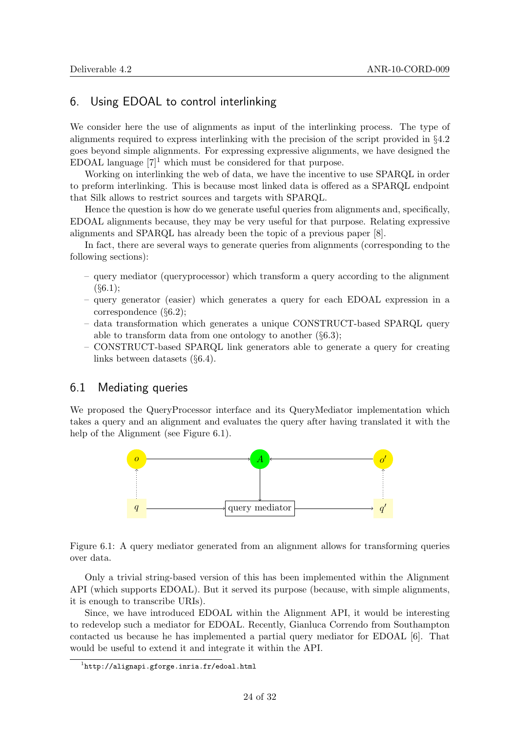# 6. Using EDOAL to control interlinking

We consider here the use of alignments as input of the interlinking process. The type of alignments required to express interlinking with the precision of the script provided in §4.2 goes beyond simple alignments. For expressing expressive alignments, we have designed the EDOAL language [7][1] which must be considered for that purpose.

Working on interlinking the web of data, we have the incentive to use SPARQL in order to preform interlinking. This is because most linked data is offered as a SPARQL endpoint that Silk allows to restrict sources and targets with SPARQL.

Hence the question is how do we generate useful queries from alignments and, specifically, EDOAL alignments because, they may be very useful for that purpose. Relating expressive alignments and SPARQL has already been the topic of a previous paper [8].

In fact, there are several ways to generate queries from alignments (corresponding to the following sections):

- query mediator (queryprocessor) which transform a query according to the alignment (§6.1);
- query generator (easier) which generates a query for each EDOAL expression in a correspondence (§6.2);
- data transformation which generates a unique CONSTRUCT-based SPARQL query able to transform data from one ontology to another (§6.3);
- CONSTRUCT-based SPARQL link generators able to generate a query for creating links between datasets (§6.4).

## 6.1 Mediating queries

We proposed the QueryProcessor interface and its QueryMediator implementation which takes a query and an alignment and evaluates the query after having translated it with the help of the Alignment (see Figure 6.1).

Figure 6.1: A query mediator generated from an alignment allows for transforming queries over data.

Only a trivial string-based version of this has been implemented within the Alignment API (which supports EDOAL). But it served its purpose (because, with simple alignments, it is enough to transcribe URIs).

Since, we have introduced EDOAL within the Alignment API, it would be interesting to redevelop such a mediator for EDOAL. Recently, Gianluca Correndo from Southampton contacted us because he has implemented a partial query mediator for EDOAL [6]. That would be useful to extend it and integrate it within the API.

[1] http://alignapi.gforge.inria.fr/edoal.html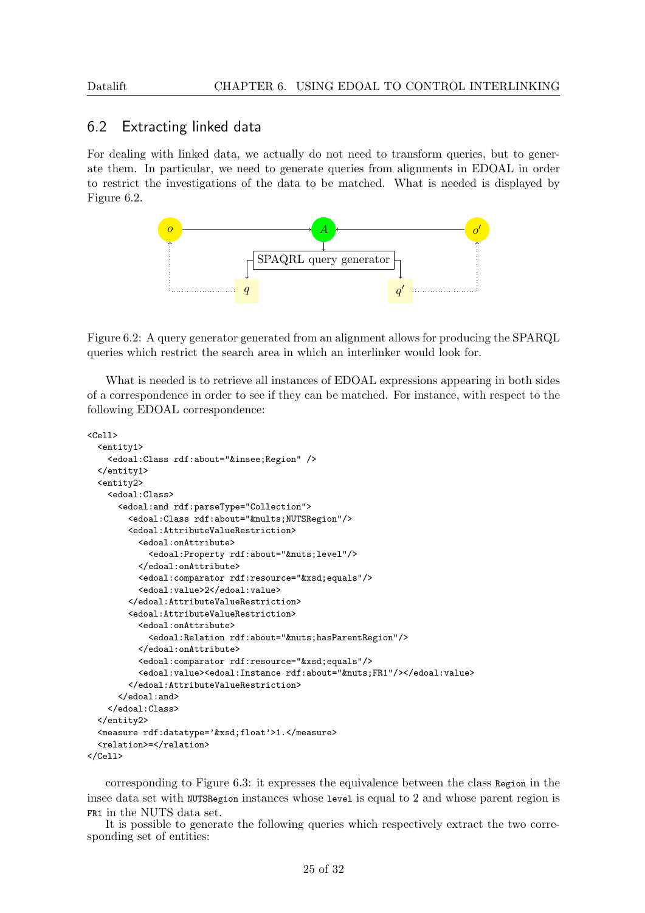## 6.2 Extracting linked data

For dealing with linked data, we actually do not need to transform queries, but to generate them. In particular, we need to generate queries from alignments in EDOAL in order to restrict the investigations of the data to be matched. What is needed is displayed by Figure 6.2.

Figure 6.2: A query generator generated from an alignment allows for producing the SPARQL queries which restrict the search area in which an interlinker would look for.

What is needed is to retrieve all instances of EDOAL expressions appearing in both sides of a correspondence in order to see if they can be matched. For instance, with respect to the following EDOAL correspondence:

```
<Cell>
  <entity1>
    <edoal:Class rdf:about="&insee;Region" />
  </entity1>
  <entity2>
    <edoal:Class>
      <edoal:and rdf:parseType="Collection">
        <edoal:Class rdf:about="&nults;NUTSRegion"/>
        <edoal:AttributeValueRestriction>
          <edoal:onAttribute>
            <edoal:Property rdf:about="&nuts;level"/>
          </edoal:onAttribute>
          <edoal:comparator rdf:resource="&xsd;equals"/>
          <edoal:value>2</edoal:value>
        </edoal:AttributeValueRestriction>
        <edoal:AttributeValueRestriction>
          <edoal:onAttribute>
            <edoal:Relation rdf:about="&nuts;hasParentRegion"/>
          </edoal:onAttribute>
          <edoal:comparator rdf:resource="&xsd;equals"/>
          <edoal:value><edoal:Instance rdf:about="&nuts;FR1"/></edoal:value>
        </edoal:AttributeValueRestriction>
      </edoal:and>
    </edoal:Class>
  </entity2>
  <measure rdf:datatype='&xsd;float'>1.</measure>
  <relation>=</relation>
</Cell>
```

corresponding to Figure 6.3: it expresses the equivalence between the class `Region` in the insee data set with `NUTSRegion` instances whose `level` is equal to 2 and whose parent region is `FR1` in the NUTS data set.

It is possible to generate the following queries which respectively extract the two corresponding set of entities: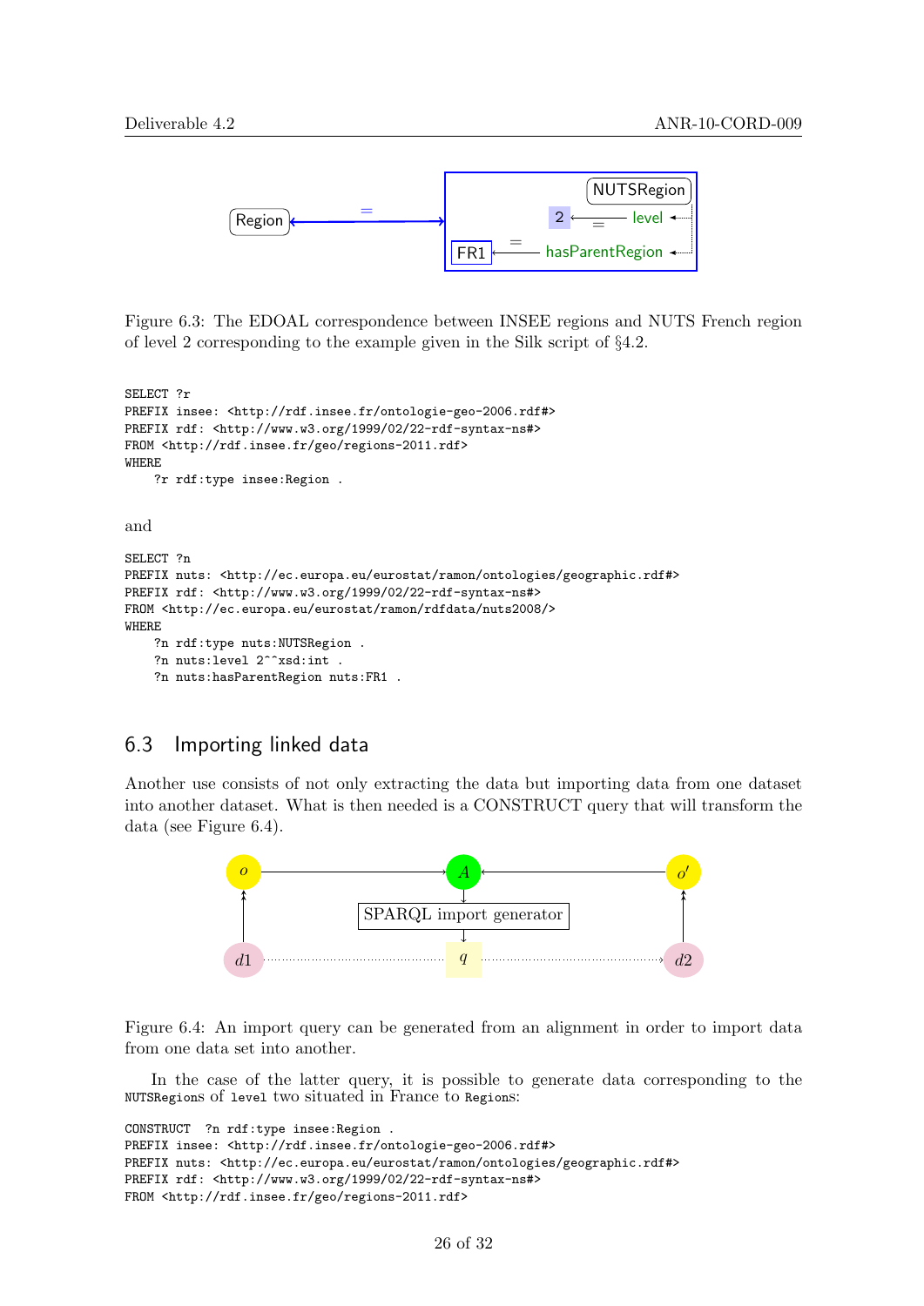Figure 6.3: The EDOAL correspondence between INSEE regions and NUTS French region of level 2 corresponding to the example given in the Silk script of §4.2.

```
SELECT ?r
PREFIX insee: <http://rdf.insee.fr/ontologie-geo-2006.rdf#>
PREFIX rdf: <http://www.w3.org/1999/02/22-rdf-syntax-ns#>
FROM <http://rdf.insee.fr/geo/regions-2011.rdf>
WHERE
    ?r rdf:type insee:Region .
```

and

```
SELECT ?n
PREFIX nuts: <http://ec.europa.eu/eurostat/ramon/ontologies/geographic.rdf#>
PREFIX rdf: <http://www.w3.org/1999/02/22-rdf-syntax-ns#>
FROM <http://ec.europa.eu/eurostat/ramon/rdfdata/nuts2008/>
WHERE
    ?n rdf:type nuts:NUTSRegion .
    ?n nuts:level 2^^xsd:int .
    ?n nuts:hasParentRegion nuts:FR1 .
```

## 6.3 Importing linked data

Another use consists of not only extracting the data but importing data from one dataset into another dataset. What is then needed is a CONSTRUCT query that will transform the data (see Figure 6.4).

Figure 6.4: An import query can be generated from an alignment in order to import data from one data set into another.

In the case of the latter query, it is possible to generate data corresponding to the `NUTSRegions` of `level` two situated in France to `Regions`:

```
CONSTRUCT  ?n rdf:type insee:Region .
PREFIX insee: <http://rdf.insee.fr/ontologie-geo-2006.rdf#>
PREFIX nuts: <http://ec.europa.eu/eurostat/ramon/ontologies/geographic.rdf#>
PREFIX rdf: <http://www.w3.org/1999/02/22-rdf-syntax-ns#>
FROM <http://rdf.insee.fr/geo/regions-2011.rdf>
```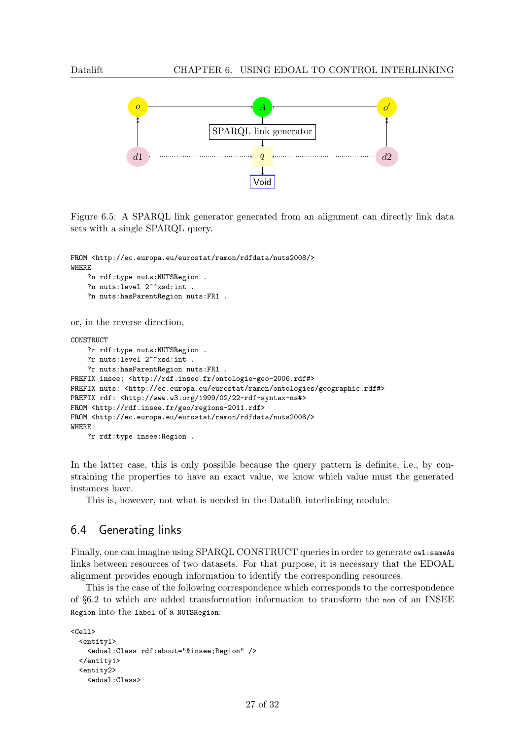Figure 6.5: A SPARQL link generator generated from an alignment can directly link data sets with a single SPARQL query.

```
FROM <http://ec.europa.eu/eurostat/ramon/rdfdata/nuts2008/>
WHERE
    ?n rdf:type nuts:NUTSRegion .
    ?n nuts:level 2^^xsd:int .
    ?n nuts:hasParentRegion nuts:FR1 .
```

or, in the reverse direction,

```
CONSTRUCT
    ?r rdf:type nuts:NUTSRegion .
    ?r nuts:level 2^^xsd:int .
    ?r nuts:hasParentRegion nuts:FR1 .
PREFIX insee: <http://rdf.insee.fr/ontologie-geo-2006.rdf#>
PREFIX nuts: <http://ec.europa.eu/eurostat/ramon/ontologies/geographic.rdf#>
PREFIX rdf: <http://www.w3.org/1999/02/22-rdf-syntax-ns#>
FROM <http://rdf.insee.fr/geo/regions-2011.rdf>
FROM <http://ec.europa.eu/eurostat/ramon/rdfdata/nuts2008/>
WHERE
    ?r rdf:type insee:Region .
```

In the latter case, this is only possible because the query pattern is definite, i.e., by constraining the properties to have an exact value, we know which value must the generated instances have.

This is, however, not what is needed in the Datalift interlinking module.

## 6.4 Generating links

Finally, one can imagine using SPARQL CONSTRUCT queries in order to generate `owl:sameAs` links between resources of two datasets. For that purpose, it is necessary that the EDOAL alignment provides enough information to identify the corresponding resources.

This is the case of the following correspondence which corresponds to the correspondence of §6.2 to which are added transformation information to transform the `nom` of an INSEE `Region` into the `label` of a `NUTSRegion`:

```
<Cell>
  <entity1>
    <edoal:Class rdf:about="&insee;Region" />
  </entity1>
  <entity2>
    <edoal:Class>
```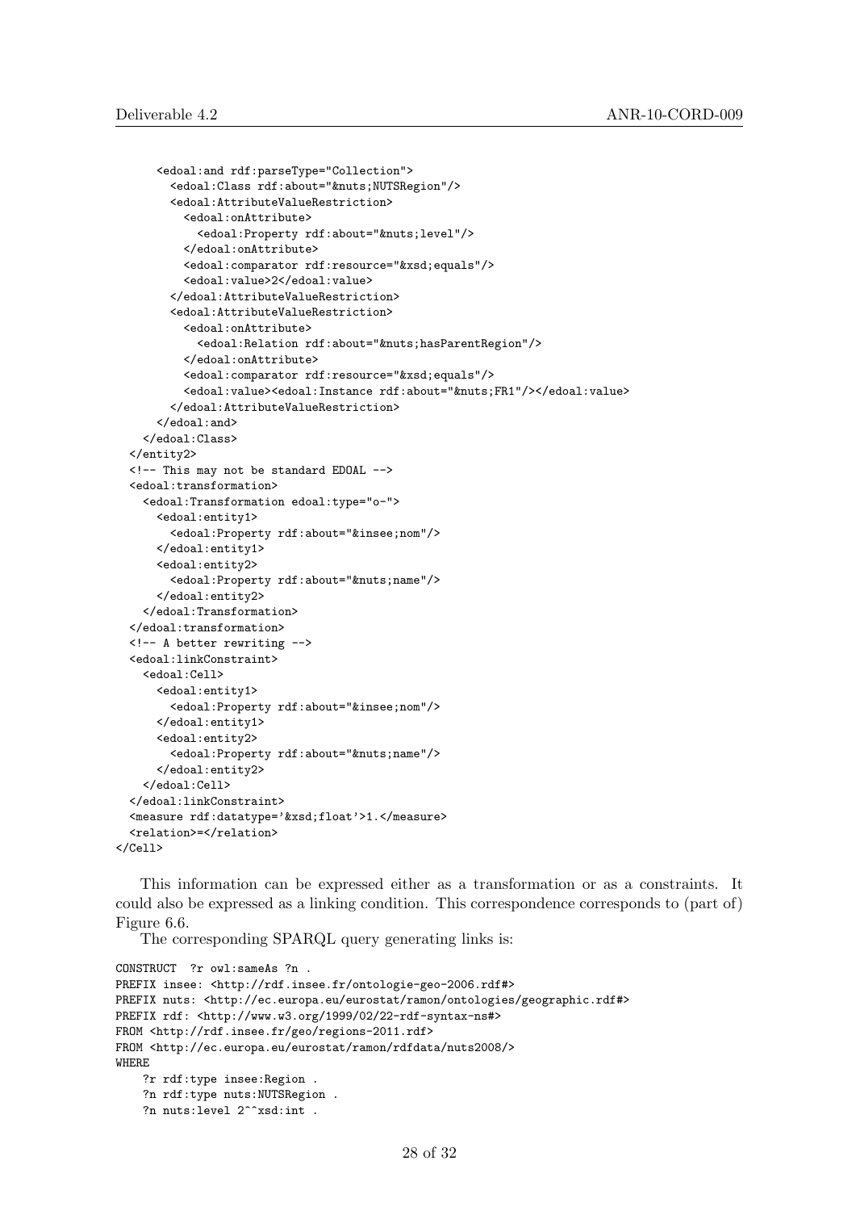```
      <edoal:and rdf:parseType="Collection">
        <edoal:Class rdf:about="&nuts;NUTSRegion"/>
        <edoal:AttributeValueRestriction>
          <edoal:onAttribute>
            <edoal:Property rdf:about="&nuts;level"/>
          </edoal:onAttribute>
          <edoal:comparator rdf:resource="&xsd;equals"/>
          <edoal:value>2</edoal:value>
        </edoal:AttributeValueRestriction>
        <edoal:AttributeValueRestriction>
          <edoal:onAttribute>
            <edoal:Relation rdf:about="&nuts;hasParentRegion"/>
          </edoal:onAttribute>
          <edoal:comparator rdf:resource="&xsd;equals"/>
          <edoal:value><edoal:Instance rdf:about="&nuts;FR1"/></edoal:value>
        </edoal:AttributeValueRestriction>
      </edoal:and>
    </edoal:Class>
  </entity2>
  <!-- This may not be standard EDOAL -->
  <edoal:transformation>
    <edoal:Transformation edoal:type="o-">
      <edoal:entity1>
        <edoal:Property rdf:about="&insee;nom"/>
      </edoal:entity1>
      <edoal:entity2>
        <edoal:Property rdf:about="&nuts;name"/>
      </edoal:entity2>
    </edoal:Transformation>
  </edoal:transformation>
  <!-- A better rewriting -->
  <edoal:linkConstraint>
    <edoal:Cell>
      <edoal:entity1>
        <edoal:Property rdf:about="&insee;nom"/>
      </edoal:entity1>
      <edoal:entity2>
        <edoal:Property rdf:about="&nuts;name"/>
      </edoal:entity2>
    </edoal:Cell>
  </edoal:linkConstraint>
  <measure rdf:datatype='&xsd;float'>1.</measure>
  <relation>=</relation>
</Cell>
```

This information can be expressed either as a transformation or as a constraints. It could also be expressed as a linking condition. This correspondence corresponds to (part of) Figure 6.6.

The corresponding SPARQL query generating links is:

```
CONSTRUCT  ?r owl:sameAs ?n .
PREFIX insee: <http://rdf.insee.fr/ontologie-geo-2006.rdf#>
PREFIX nuts: <http://ec.europa.eu/eurostat/ramon/ontologies/geographic.rdf#>
PREFIX rdf: <http://www.w3.org/1999/02/22-rdf-syntax-ns#>
FROM <http://rdf.insee.fr/geo/regions-2011.rdf>
FROM <http://ec.europa.eu/eurostat/ramon/rdfdata/nuts2008/>
WHERE
    ?r rdf:type insee:Region .
    ?n rdf:type nuts:NUTSRegion .
    ?n nuts:level 2^^xsd:int .
```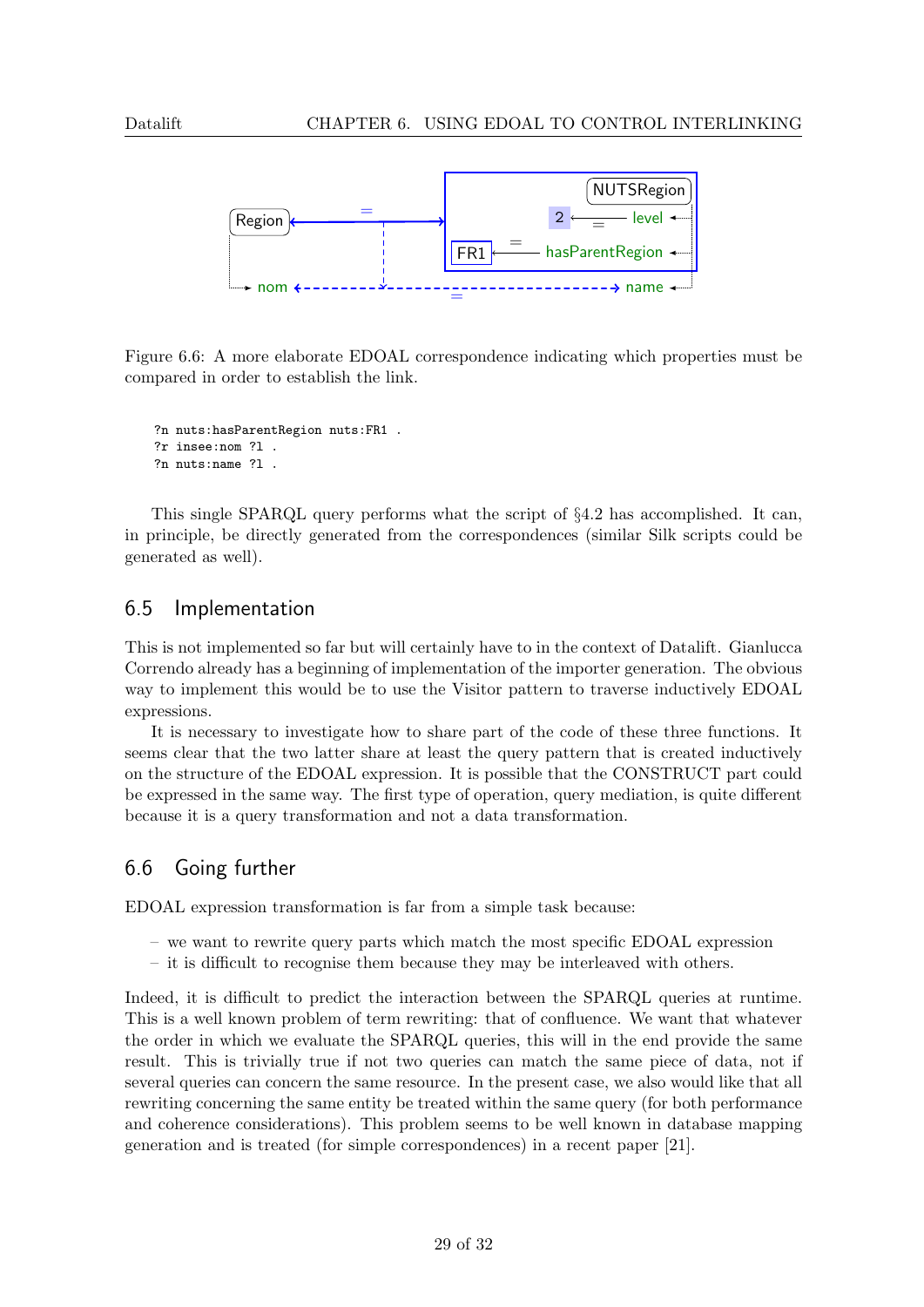Figure 6.6: A more elaborate EDOAL correspondence indicating which properties must be compared in order to establish the link.

```
?n nuts:hasParentRegion nuts:FR1 .
?r insee:nom ?l .
?n nuts:name ?l .
```

This single SPARQL query performs what the script of §4.2 has accomplished. It can, in principle, be directly generated from the correspondences (similar Silk scripts could be generated as well).

## 6.5 Implementation

This is not implemented so far but will certainly have to in the context of Datalift. Gianlucca Correndo already has a beginning of implementation of the importer generation. The obvious way to implement this would be to use the Visitor pattern to traverse inductively EDOAL expressions.

It is necessary to investigate how to share part of the code of these three functions. It seems clear that the two latter share at least the query pattern that is created inductively on the structure of the EDOAL expression. It is possible that the CONSTRUCT part could be expressed in the same way. The first type of operation, query mediation, is quite different because it is a query transformation and not a data transformation.

## 6.6 Going further

EDOAL expression transformation is far from a simple task because:

– we want to rewrite query parts which match the most specific EDOAL expression
– it is difficult to recognise them because they may be interleaved with others.

Indeed, it is difficult to predict the interaction between the SPARQL queries at runtime. This is a well known problem of term rewriting: that of confluence. We want that whatever the order in which we evaluate the SPARQL queries, this will in the end provide the same result. This is trivially true if not two queries can match the same piece of data, not if several queries can concern the same resource. In the present case, we also would like that all rewriting concerning the same entity be treated within the same query (for both performance and coherence considerations). This problem seems to be well known in database mapping generation and is treated (for simple correspondences) in a recent paper [21].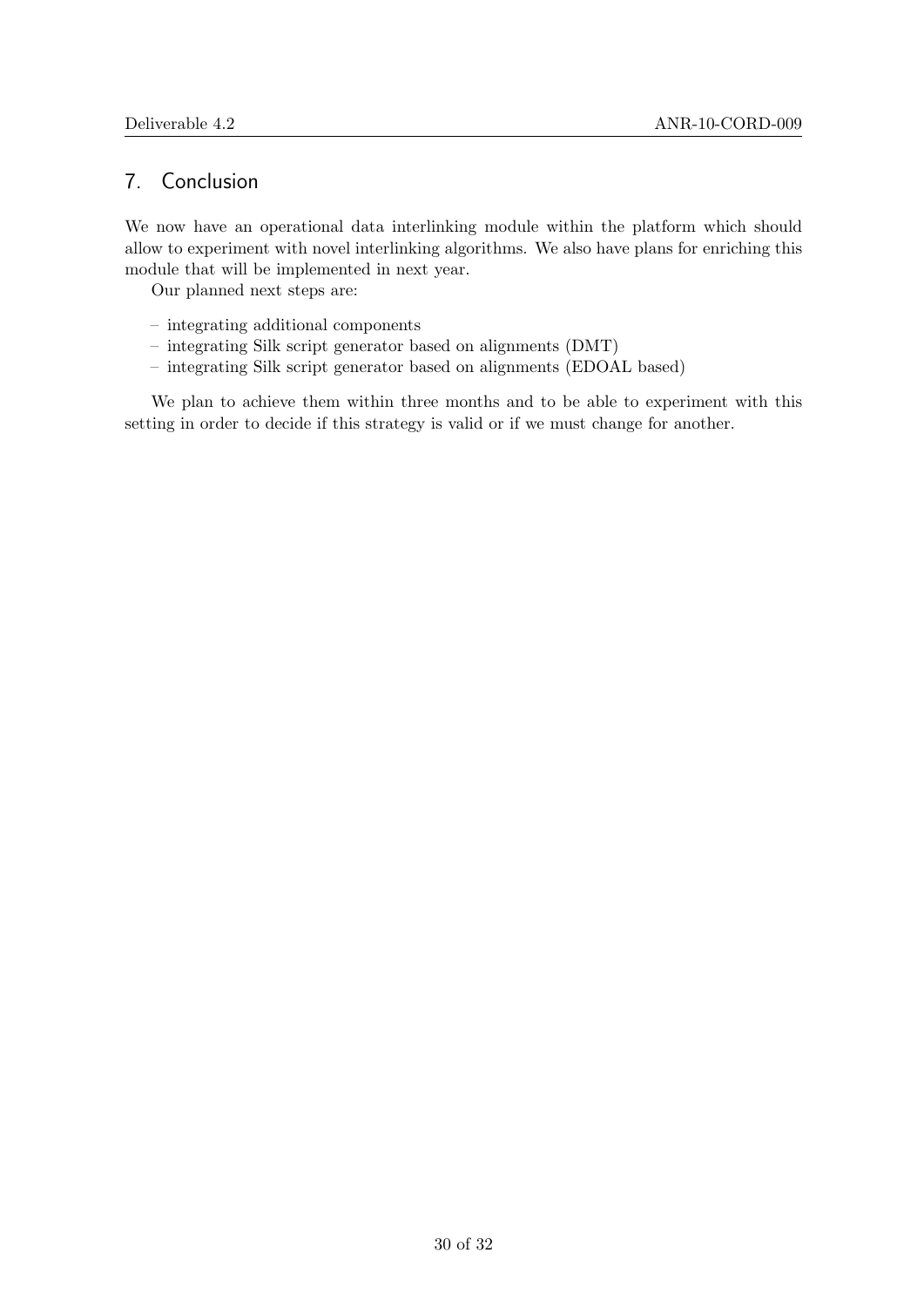## 7. Conclusion

We now have an operational data interlinking module within the platform which should allow to experiment with novel interlinking algorithms. We also have plans for enriching this module that will be implemented in next year.

Our planned next steps are:

- integrating additional components
- integrating Silk script generator based on alignments (DMT)
- integrating Silk script generator based on alignments (EDOAL based)

We plan to achieve them within three months and to be able to experiment with this setting in order to decide if this strategy is valid or if we must change for another.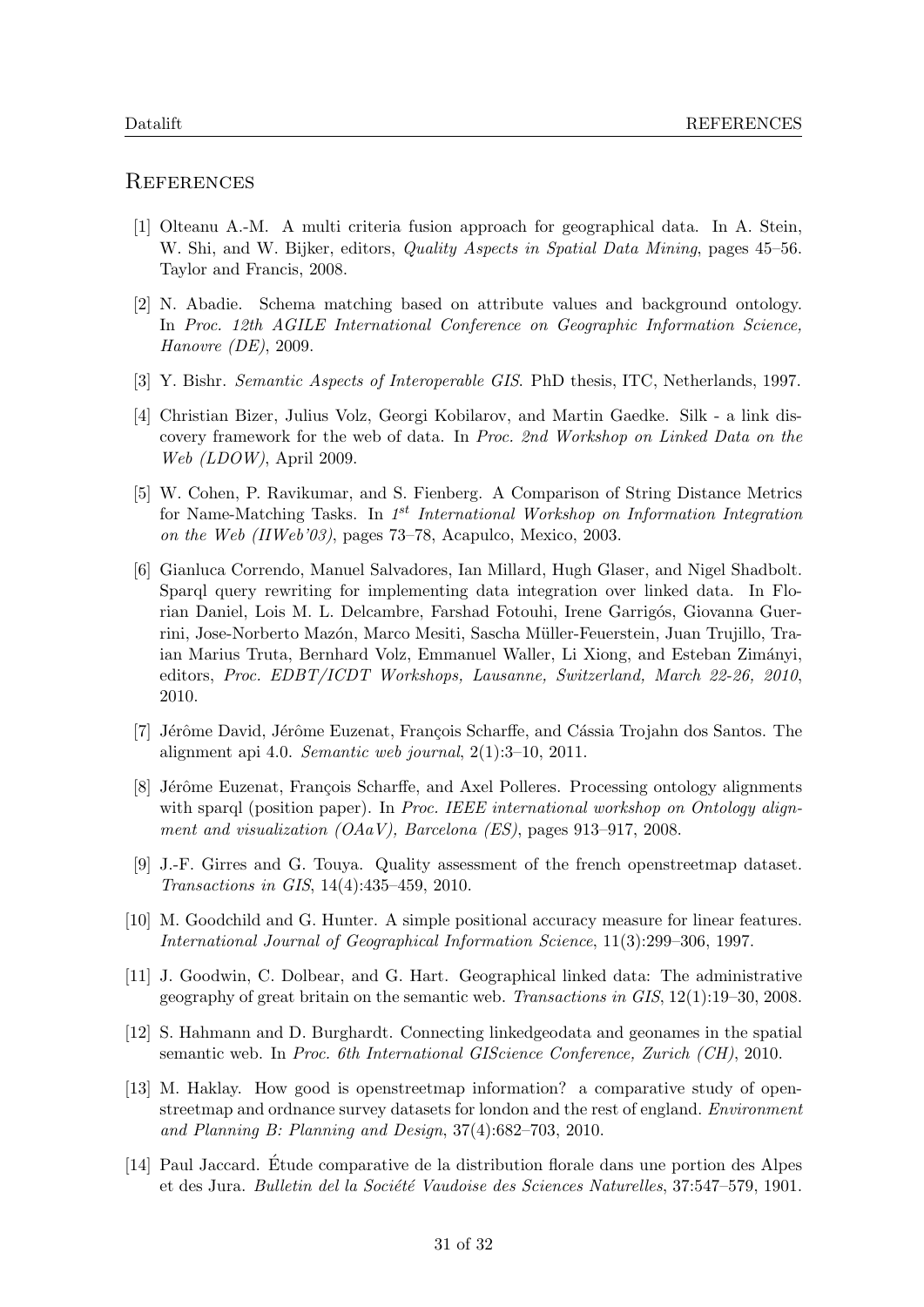## References

[1] Olteanu A.-M. A multi criteria fusion approach for geographical data. In A. Stein, W. Shi, and W. Bijker, editors, *Quality Aspects in Spatial Data Mining*, pages 45–56. Taylor and Francis, 2008.

[2] N. Abadie. Schema matching based on attribute values and background ontology. In *Proc. 12th AGILE International Conference on Geographic Information Science, Hanovre (DE)*, 2009.

[3] Y. Bishr. *Semantic Aspects of Interoperable GIS*. PhD thesis, ITC, Netherlands, 1997.

[4] Christian Bizer, Julius Volz, Georgi Kobilarov, and Martin Gaedke. Silk - a link discovery framework for the web of data. In *Proc. 2nd Workshop on Linked Data on the Web (LDOW)*, April 2009.

[5] W. Cohen, P. Ravikumar, and S. Fienberg. A Comparison of String Distance Metrics for Name-Matching Tasks. In *1^st International Workshop on Information Integration on the Web (IIWeb'03)*, pages 73–78, Acapulco, Mexico, 2003.

[6] Gianluca Correndo, Manuel Salvadores, Ian Millard, Hugh Glaser, and Nigel Shadbolt. Sparql query rewriting for implementing data integration over linked data. In Florian Daniel, Lois M. L. Delcambre, Farshad Fotouhi, Irene Garrigós, Giovanna Guerrini, Jose-Norberto Mazón, Marco Mesiti, Sascha Müller-Feuerstein, Juan Trujillo, Traian Marius Truta, Bernhard Volz, Emmanuel Waller, Li Xiong, and Esteban Zimányi, editors, *Proc. EDBT/ICDT Workshops, Lausanne, Switzerland, March 22-26, 2010*, 2010.

[7] Jérôme David, Jérôme Euzenat, François Scharffe, and Cássia Trojahn dos Santos. The alignment api 4.0. *Semantic web journal*, 2(1):3–10, 2011.

[8] Jérôme Euzenat, François Scharffe, and Axel Polleres. Processing ontology alignments with sparql (position paper). In *Proc. IEEE international workshop on Ontology alignment and visualization (OAaV), Barcelona (ES)*, pages 913–917, 2008.

[9] J.-F. Girres and G. Touya. Quality assessment of the french openstreetmap dataset. *Transactions in GIS*, 14(4):435–459, 2010.

[10] M. Goodchild and G. Hunter. A simple positional accuracy measure for linear features. *International Journal of Geographical Information Science*, 11(3):299–306, 1997.

[11] J. Goodwin, C. Dolbear, and G. Hart. Geographical linked data: The administrative geography of great britain on the semantic web. *Transactions in GIS*, 12(1):19–30, 2008.

[12] S. Hahmann and D. Burghardt. Connecting linkedgeodata and geonames in the spatial semantic web. In *Proc. 6th International GIScience Conference, Zurich (CH)*, 2010.

[13] M. Haklay. How good is openstreetmap information? a comparative study of openstreetmap and ordnance survey datasets for london and the rest of england. *Environment and Planning B: Planning and Design*, 37(4):682–703, 2010.

[14] Paul Jaccard. Étude comparative de la distribution florale dans une portion des Alpes et des Jura. *Bulletin del la Société Vaudoise des Sciences Naturelles*, 37:547–579, 1901.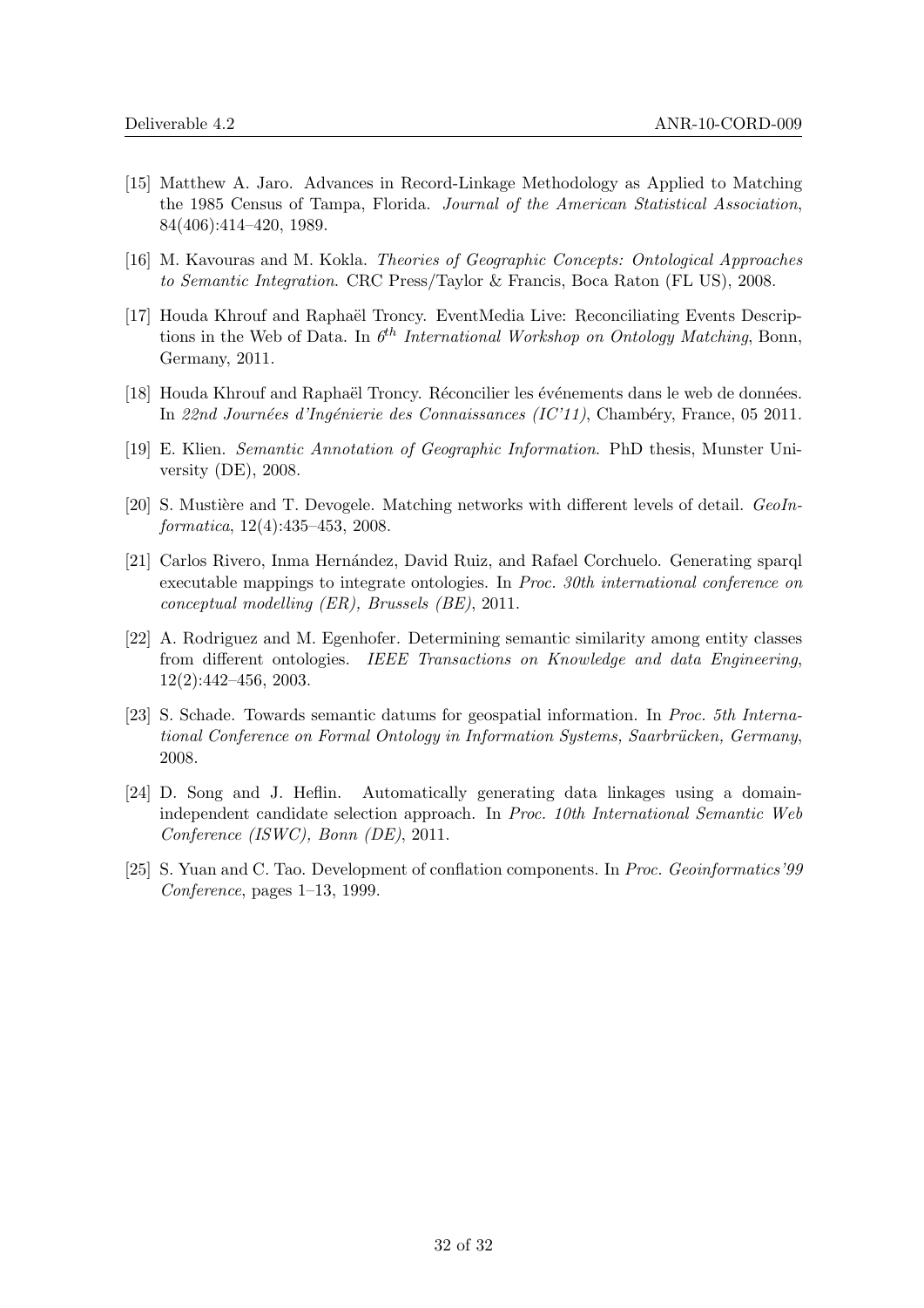[15] Matthew A. Jaro. Advances in Record-Linkage Methodology as Applied to Matching the 1985 Census of Tampa, Florida. *Journal of the American Statistical Association*, 84(406):414–420, 1989.

[16] M. Kavouras and M. Kokla. *Theories of Geographic Concepts: Ontological Approaches to Semantic Integration*. CRC Press/Taylor & Francis, Boca Raton (FL US), 2008.

[17] Houda Khrouf and Raphaël Troncy. EventMedia Live: Reconciliating Events Descriptions in the Web of Data. In *6th International Workshop on Ontology Matching*, Bonn, Germany, 2011.

[18] Houda Khrouf and Raphaël Troncy. Réconcilier les événements dans le web de données. In *22nd Journées d'Ingénierie des Connaissances (IC'11)*, Chambéry, France, 05 2011.

[19] E. Klien. *Semantic Annotation of Geographic Information*. PhD thesis, Munster University (DE), 2008.

[20] S. Mustière and T. Devogele. Matching networks with different levels of detail. *GeoInformatica*, 12(4):435–453, 2008.

[21] Carlos Rivero, Inma Hernández, David Ruiz, and Rafael Corchuelo. Generating sparql executable mappings to integrate ontologies. In *Proc. 30th international conference on conceptual modelling (ER), Brussels (BE)*, 2011.

[22] A. Rodriguez and M. Egenhofer. Determining semantic similarity among entity classes from different ontologies. *IEEE Transactions on Knowledge and data Engineering*, 12(2):442–456, 2003.

[23] S. Schade. Towards semantic datums for geospatial information. In *Proc. 5th International Conference on Formal Ontology in Information Systems, Saarbrücken, Germany*, 2008.

[24] D. Song and J. Heflin. Automatically generating data linkages using a domain-independent candidate selection approach. In *Proc. 10th International Semantic Web Conference (ISWC), Bonn (DE)*, 2011.

[25] S. Yuan and C. Tao. Development of conflation components. In *Proc. Geoinformatics'99 Conference*, pages 1–13, 1999.